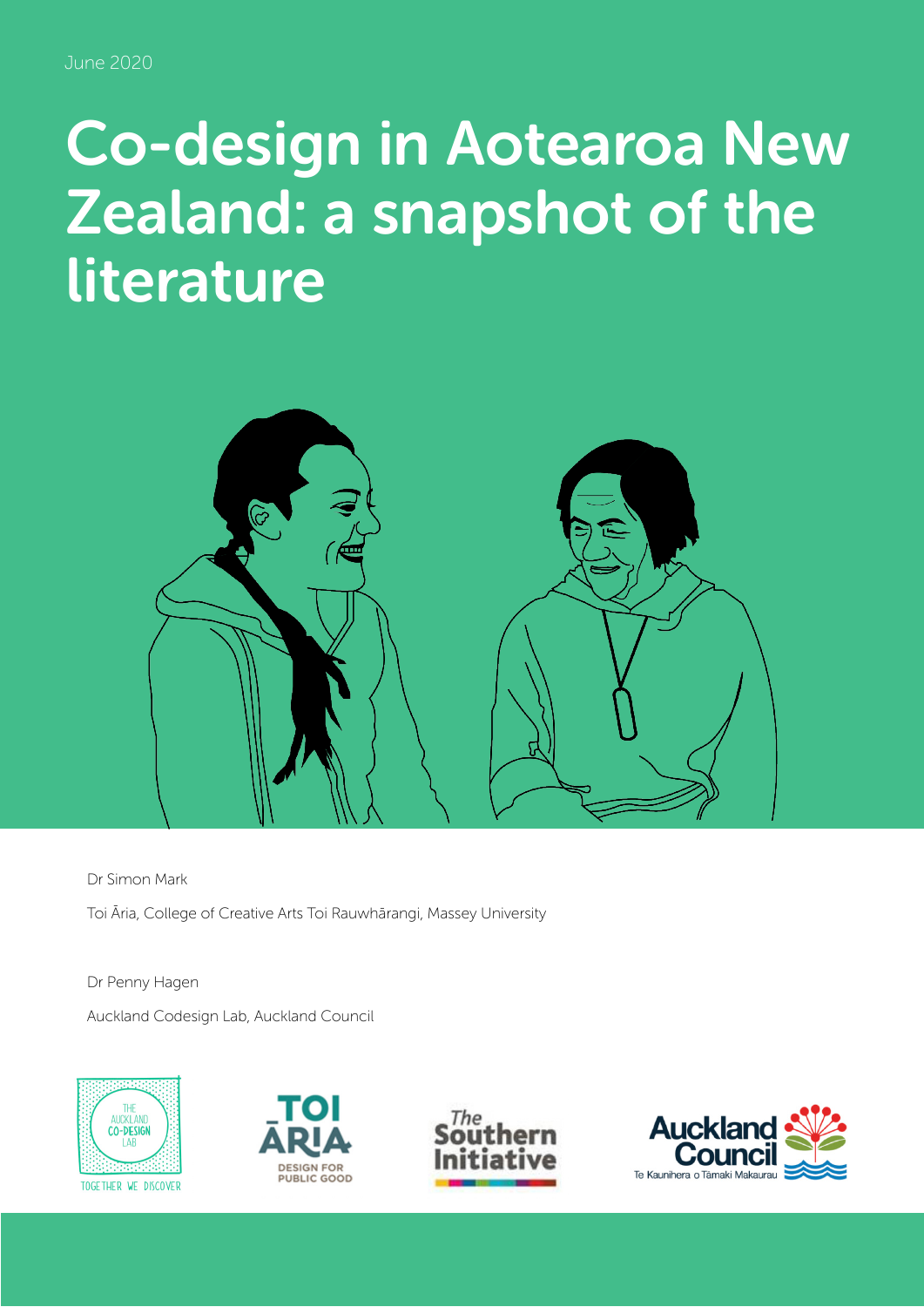June 2020

# Co-design in Aotearoa New Zealand: a snapshot of the literature

Dr Simon Mark

Toi Āria, College of Creative Arts Toi Rauwhārangi, Massey University

Dr Penny Hagen

Auckland Codesign Lab, Auckland Council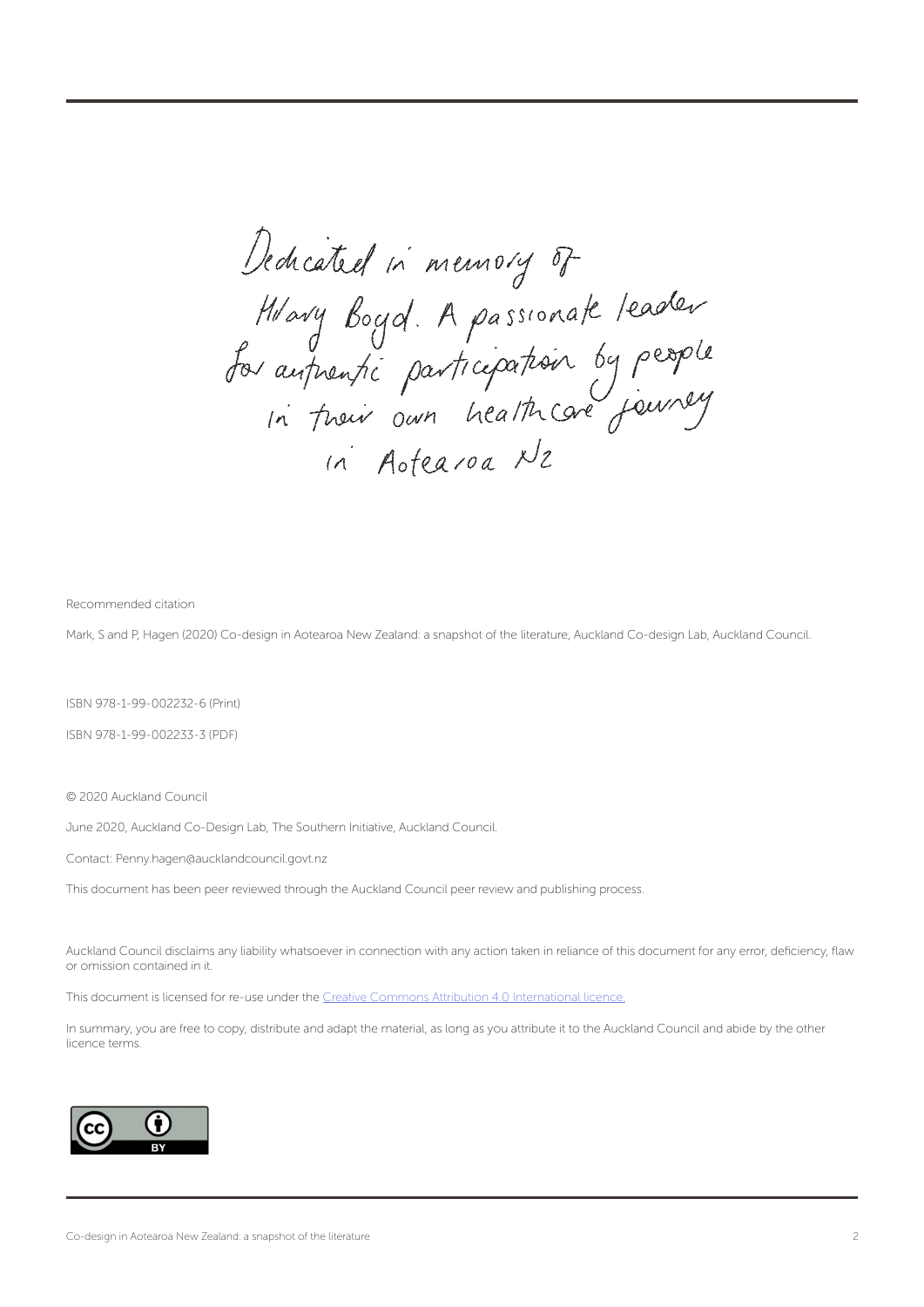*Dedicated in memory of Hilary Boyd. A passionate leader for authentic participation by people in their own health care journey in Aotearoa NZ*

Recommended citation

Mark, S and P, Hagen (2020) Co-design in Aotearoa New Zealand: a snapshot of the literature, Auckland Co-design Lab, Auckland Council.

ISBN 978-1-99-002232-6 (Print)

ISBN 978-1-99-002233-3 (PDF)

© 2020 Auckland Council

June 2020, Auckland Co-Design Lab, The Southern Initiative, Auckland Council.

Contact: Penny.hagen@aucklandcouncil.govt.nz

This document has been peer reviewed through the Auckland Council peer review and publishing process.

Auckland Council disclaims any liability whatsoever in connection with any action taken in reliance of this document for any error, deficiency, flaw or omission contained in it.

This document is licensed for re-use under the Creative Commons Attribution 4.0 International licence.

In summary, you are free to copy, distribute and adapt the material, as long as you attribute it to the Auckland Council and abide by the other licence terms.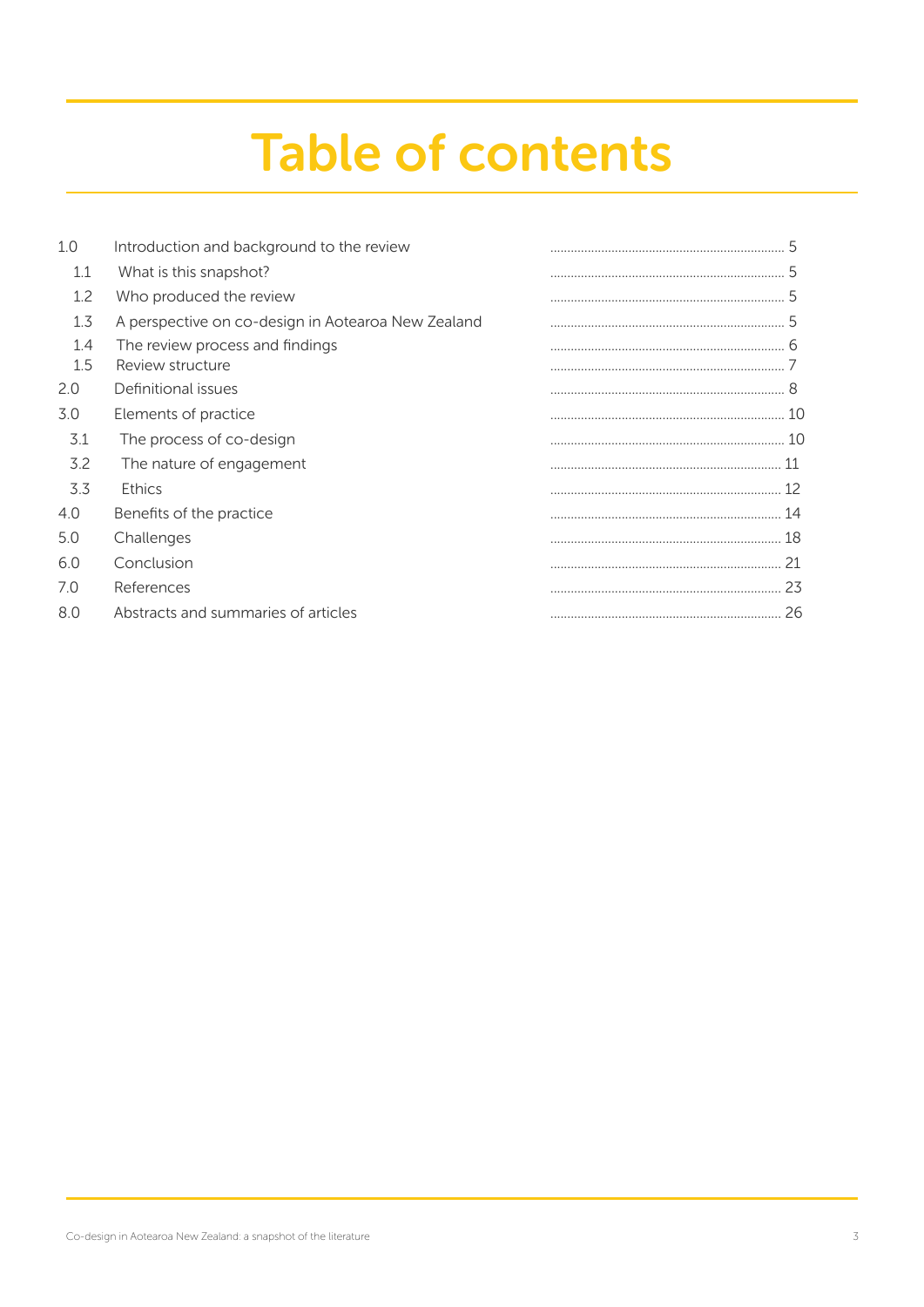# Table of contents

| | | |
|---|---|---|
| 1.0 | Introduction and background to the review | 5 |
| 1.1 | What is this snapshot? | 5 |
| 1.2 | Who produced the review | 5 |
| 1.3 | A perspective on co-design in Aotearoa New Zealand | 5 |
| 1.4 | The review process and findings | 6 |
| 1.5 | Review structure | 7 |
| 2.0 | Definitional issues | 8 |
| 3.0 | Elements of practice | 10 |
| 3.1 | The process of co-design | 10 |
| 3.2 | The nature of engagement | 11 |
| 3.3 | Ethics | 12 |
| 4.0 | Benefits of the practice | 14 |
| 5.0 | Challenges | 18 |
| 6.0 | Conclusion | 21 |
| 7.0 | References | 23 |
| 8.0 | Abstracts and summaries of articles | 26 |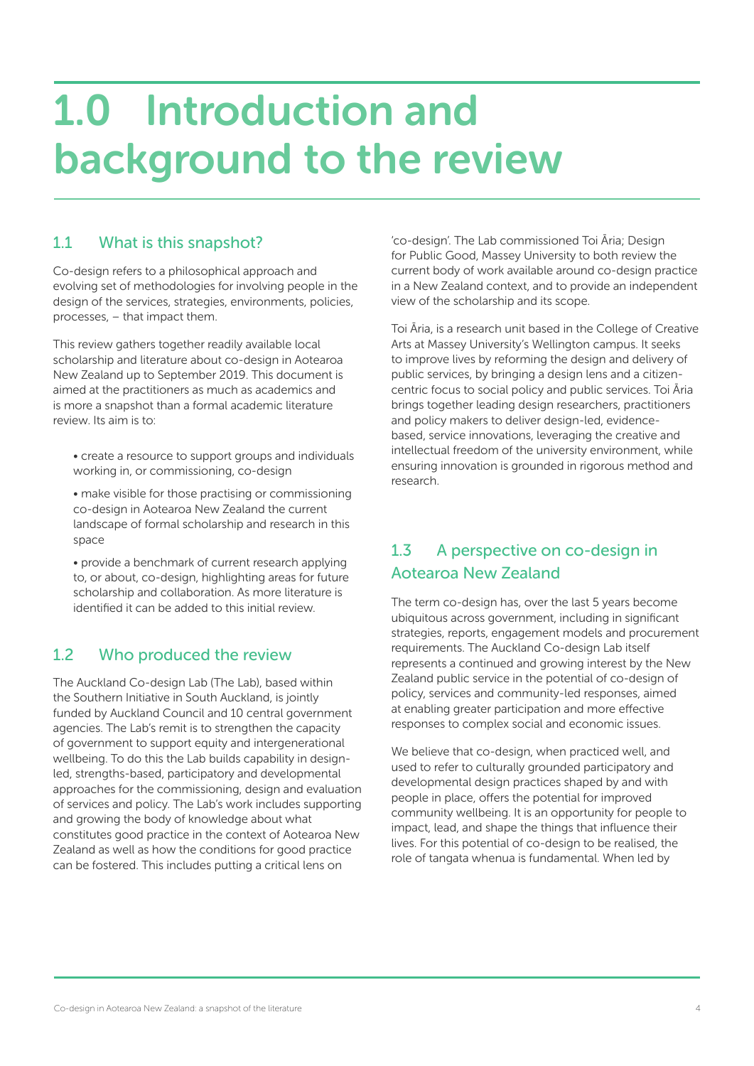# 1.0 Introduction and background to the review

## 1.1 What is this snapshot?

Co-design refers to a philosophical approach and evolving set of methodologies for involving people in the design of the services, strategies, environments, policies, processes, – that impact them.

This review gathers together readily available local scholarship and literature about co-design in Aotearoa New Zealand up to September 2019. This document is aimed at the practitioners as much as academics and is more a snapshot than a formal academic literature review. Its aim is to:

- create a resource to support groups and individuals working in, or commissioning, co-design
- make visible for those practising or commissioning co-design in Aotearoa New Zealand the current landscape of formal scholarship and research in this space
- provide a benchmark of current research applying to, or about, co-design, highlighting areas for future scholarship and collaboration. As more literature is identified it can be added to this initial review.

## 1.2 Who produced the review

The Auckland Co-design Lab (The Lab), based within the Southern Initiative in South Auckland, is jointly funded by Auckland Council and 10 central government agencies. The Lab's remit is to strengthen the capacity of government to support equity and intergenerational wellbeing. To do this the Lab builds capability in design-led, strengths-based, participatory and developmental approaches for the commissioning, design and evaluation of services and policy. The Lab's work includes supporting and growing the body of knowledge about what constitutes good practice in the context of Aotearoa New Zealand as well as how the conditions for good practice can be fostered. This includes putting a critical lens on 'co-design'. The Lab commissioned Toi Āria; Design for Public Good, Massey University to both review the current body of work available around co-design practice in a New Zealand context, and to provide an independent view of the scholarship and its scope.

Toi Āria, is a research unit based in the College of Creative Arts at Massey University's Wellington campus. It seeks to improve lives by reforming the design and delivery of public services, by bringing a design lens and a citizen-centric focus to social policy and public services. Toi Āria brings together leading design researchers, practitioners and policy makers to deliver design-led, evidence-based, service innovations, leveraging the creative and intellectual freedom of the university environment, while ensuring innovation is grounded in rigorous method and research.

## 1.3 A perspective on co-design in Aotearoa New Zealand

The term co-design has, over the last 5 years become ubiquitous across government, including in significant strategies, reports, engagement models and procurement requirements. The Auckland Co-design Lab itself represents a continued and growing interest by the New Zealand public service in the potential of co-design of policy, services and community-led responses, aimed at enabling greater participation and more effective responses to complex social and economic issues.

We believe that co-design, when practiced well, and used to refer to culturally grounded participatory and developmental design practices shaped by and with people in place, offers the potential for improved community wellbeing. It is an opportunity for people to impact, lead, and shape the things that influence their lives. For this potential of co-design to be realised, the role of tangata whenua is fundamental. When led by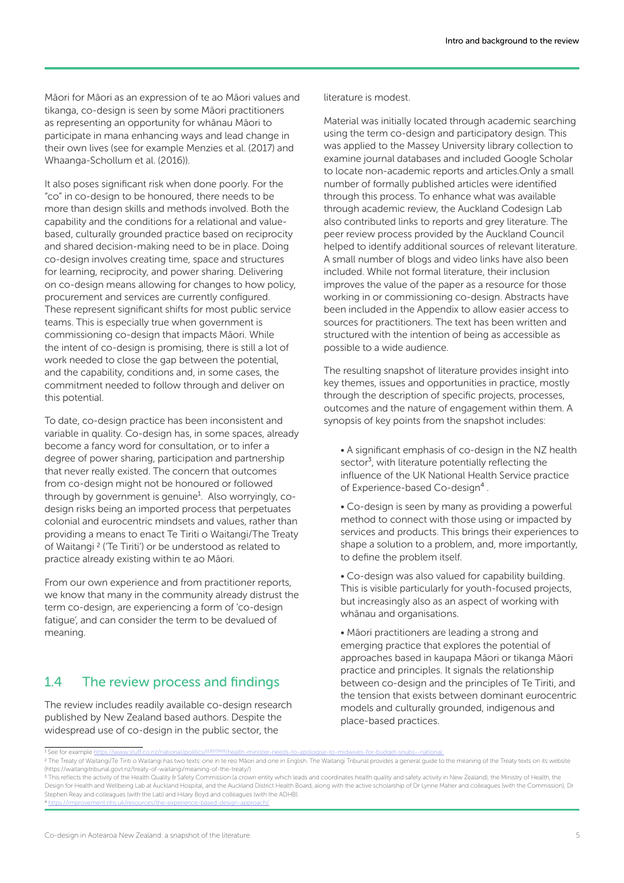Māori for Māori as an expression of te ao Māori values and tikanga, co-design is seen by some Māori practitioners as representing an opportunity for whānau Māori to participate in mana enhancing ways and lead change in their own lives (see for example Menzies et al. (2017) and Whaanga-Schollum et al. (2016)).

It also poses significant risk when done poorly. For the "co" in co-design to be honoured, there needs to be more than design skills and methods involved. Both the capability and the conditions for a relational and value-based, culturally grounded practice based on reciprocity and shared decision-making need to be in place. Doing co-design involves creating time, space and structures for learning, reciprocity, and power sharing. Delivering on co-design means allowing for changes to how policy, procurement and services are currently configured. These represent significant shifts for most public service teams. This is especially true when government is commissioning co-design that impacts Māori. While the intent of co-design is promising, there is still a lot of work needed to close the gap between the potential, and the capability, conditions and, in some cases, the commitment needed to follow through and deliver on this potential.

To date, co-design practice has been inconsistent and variable in quality. Co-design has, in some spaces, already become a fancy word for consultation, or to infer a degree of power sharing, participation and partnership that never really existed. The concern that outcomes from co-design might not be honoured or followed through by government is genuine[1]. Also worryingly, co-design risks being an imported process that perpetuates colonial and eurocentric mindsets and values, rather than providing a means to enact Te Tiriti o Waitangi/The Treaty of Waitangi [2] ('Te Tiriti') or be understood as related to practice already existing within te ao Māori.

From our own experience and from practitioner reports, we know that many in the community already distrust the term co-design, are experiencing a form of 'co-design fatigue', and can consider the term to be devalued of meaning.

## 1.4 The review process and findings

The review includes readily available co-design research published by New Zealand based authors. Despite the widespread use of co-design in the public sector, the literature is modest.

Material was initially located through academic searching using the term co-design and participatory design. This was applied to the Massey University library collection to examine journal databases and included Google Scholar to locate non-academic reports and articles.Only a small number of formally published articles were identified through this process. To enhance what was available through academic review, the Auckland Codesign Lab also contributed links to reports and grey literature. The peer review process provided by the Auckland Council helped to identify additional sources of relevant literature. A small number of blogs and video links have also been included. While not formal literature, their inclusion improves the value of the paper as a resource for those working in or commissioning co-design. Abstracts have been included in the Appendix to allow easier access to sources for practitioners. The text has been written and structured with the intention of being as accessible as possible to a wide audience.

The resulting snapshot of literature provides insight into key themes, issues and opportunities in practice, mostly through the description of specific projects, processes, outcomes and the nature of engagement within them. A synopsis of key points from the snapshot includes:

- A significant emphasis of co-design in the NZ health sector[3], with literature potentially reflecting the influence of the UK National Health Service practice of Experience-based Co-design[4] .
- Co-design is seen by many as providing a powerful method to connect with those using or impacted by services and products. This brings their experiences to shape a solution to a problem, and, more importantly, to define the problem itself.
- Co-design was also valued for capability building. This is visible particularly for youth-focused projects, but increasingly also as an aspect of working with whānau and organisations.
- Māori practitioners are leading a strong and emerging practice that explores the potential of approaches based in kaupapa Māori or tikanga Māori practice and principles. It signals the relationship between co-design and the principles of Te Tiriti, and the tension that exists between dominant eurocentric models and culturally grounded, indigenous and place-based practices.

---

[1] See for example https://www.stuff.co.nz/national/politics/113073959/health-minister-needs-to-apologise-to-midwives-for-budget-snubs--national

[2] The Treaty of Waitangi/Te Tiriti o Waitangi has two texts: one in te reo Māori and one in English. The Waitangi Tribunal provides a general guide to the meaning of the Treaty texts on its website (https://waitangitribunal.govt.nz/treaty-of-waitangi/meaning-of-the-treaty/)

[3] This reflects the activity of the Health Quality & Safety Commission (a crown entity which leads and coordinates health quality and safety activity in New Zealand), the Ministry of Health, the Design for Health and Wellbeing Lab at Auckland Hospital, and the Auckland District Health Board, along with the active scholarship of Dr Lynne Maher and colleagues (with the Commission), Dr Stephen Reay and colleagues (with the Lab) and Hilary Boyd and colleagues (with the ADHB).

[4] https://improvement.nhs.uk/resources/the-experience-based-design-approach/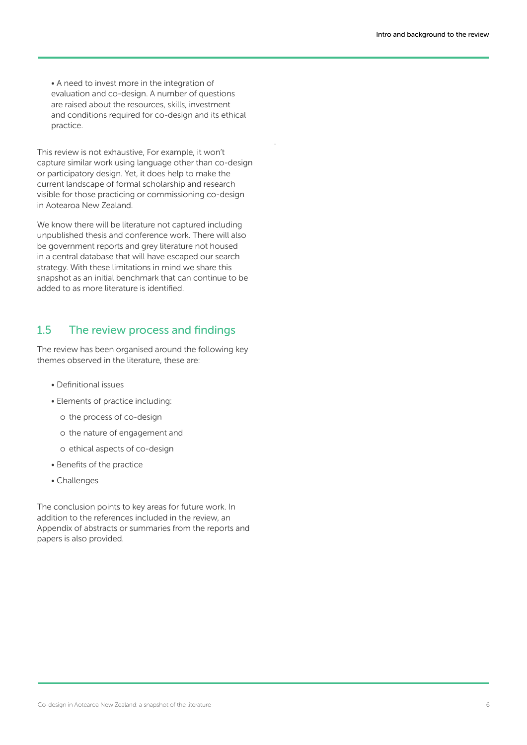- A need to invest more in the integration of evaluation and co-design. A number of questions are raised about the resources, skills, investment and conditions required for co-design and its ethical practice.

This review is not exhaustive, For example, it won't capture similar work using language other than co-design or participatory design. Yet, it does help to make the current landscape of formal scholarship and research visible for those practicing or commissioning co-design in Aotearoa New Zealand.

We know there will be literature not captured including unpublished thesis and conference work. There will also be government reports and grey literature not housed in a central database that will have escaped our search strategy. With these limitations in mind we share this snapshot as an initial benchmark that can continue to be added to as more literature is identified.

## 1.5 The review process and findings

The review has been organised around the following key themes observed in the literature, these are:

- Definitional issues
- Elements of practice including:
  - the process of co-design
  - the nature of engagement and
  - ethical aspects of co-design
- Benefits of the practice
- Challenges

The conclusion points to key areas for future work. In addition to the references included in the review, an Appendix of abstracts or summaries from the reports and papers is also provided.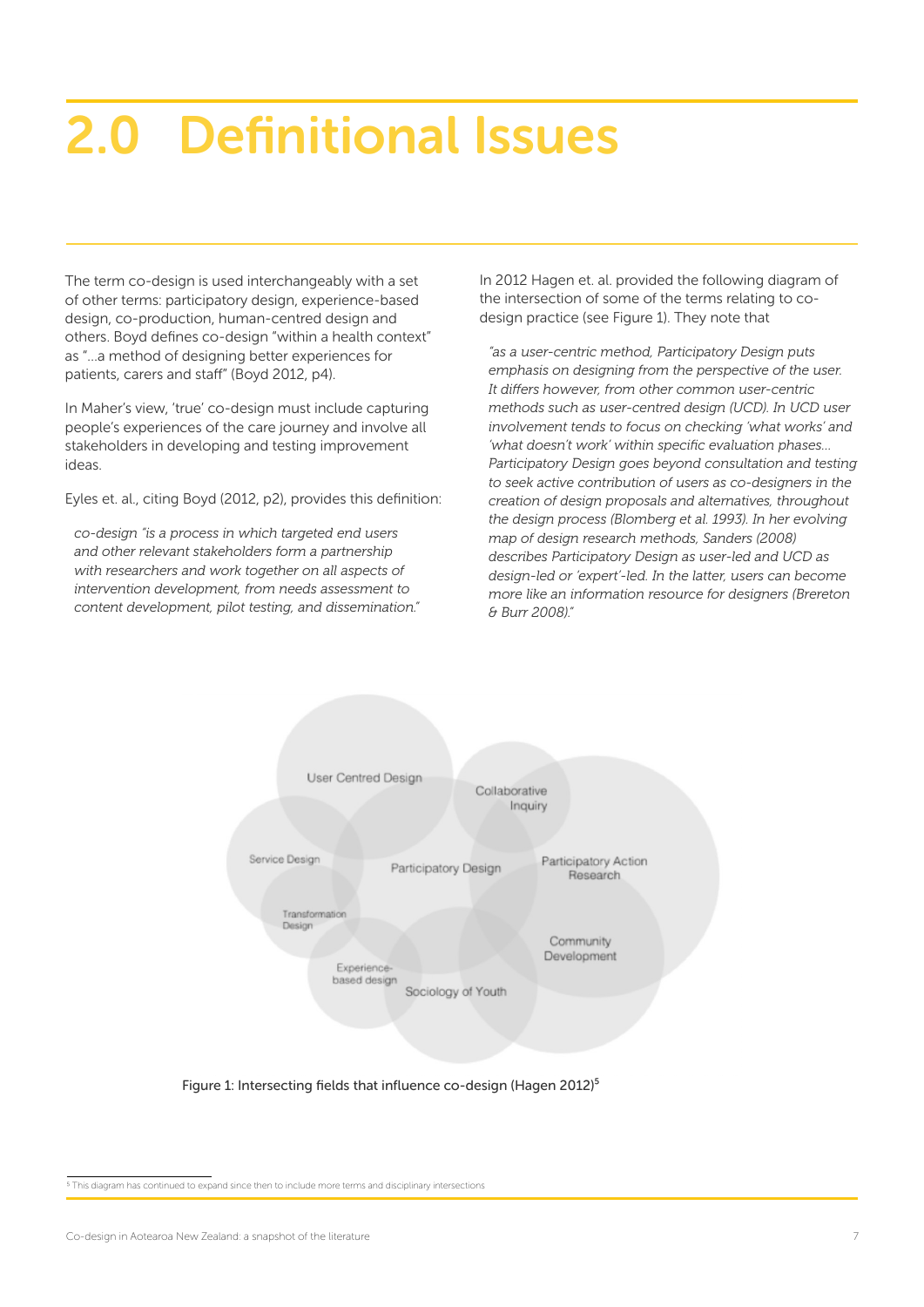# 2.0 Definitional Issues

The term co-design is used interchangeably with a set of other terms: participatory design, experience-based design, co-production, human-centred design and others. Boyd defines co-design "within a health context" as "...a method of designing better experiences for patients, carers and staff" (Boyd 2012, p4).

In Maher's view, 'true' co-design must include capturing people's experiences of the care journey and involve all stakeholders in developing and testing improvement ideas.

Eyles et. al., citing Boyd (2012, p2), provides this definition:

> *co-design "is a process in which targeted end users and other relevant stakeholders form a partnership with researchers and work together on all aspects of intervention development, from needs assessment to content development, pilot testing, and dissemination."*

In 2012 Hagen et. al. provided the following diagram of the intersection of some of the terms relating to co-design practice (see Figure 1). They note that

> *"as a user-centric method, Participatory Design puts emphasis on designing from the perspective of the user. It differs however, from other common user-centric methods such as user-centred design (UCD). In UCD user involvement tends to focus on checking 'what works' and 'what doesn't work' within specific evaluation phases... Participatory Design goes beyond consultation and testing to seek active contribution of users as co-designers in the creation of design proposals and alternatives, throughout the design process (Blomberg et al. 1993). In her evolving map of design research methods, Sanders (2008) describes Participatory Design as user-led and UCD as design-led or 'expert'-led. In the latter, users can become more like an information resource for designers (Brereton & Burr 2008)."*

User Centred Design | Collaborative Inquiry | Service Design | Participatory Design | Participatory Action Research | Transformation Design | Community Development | Experience-based design | Sociology of Youth

Figure 1: Intersecting fields that influence co-design (Hagen 2012)[5]

[5] This diagram has continued to expand since then to include more terms and disciplinary intersections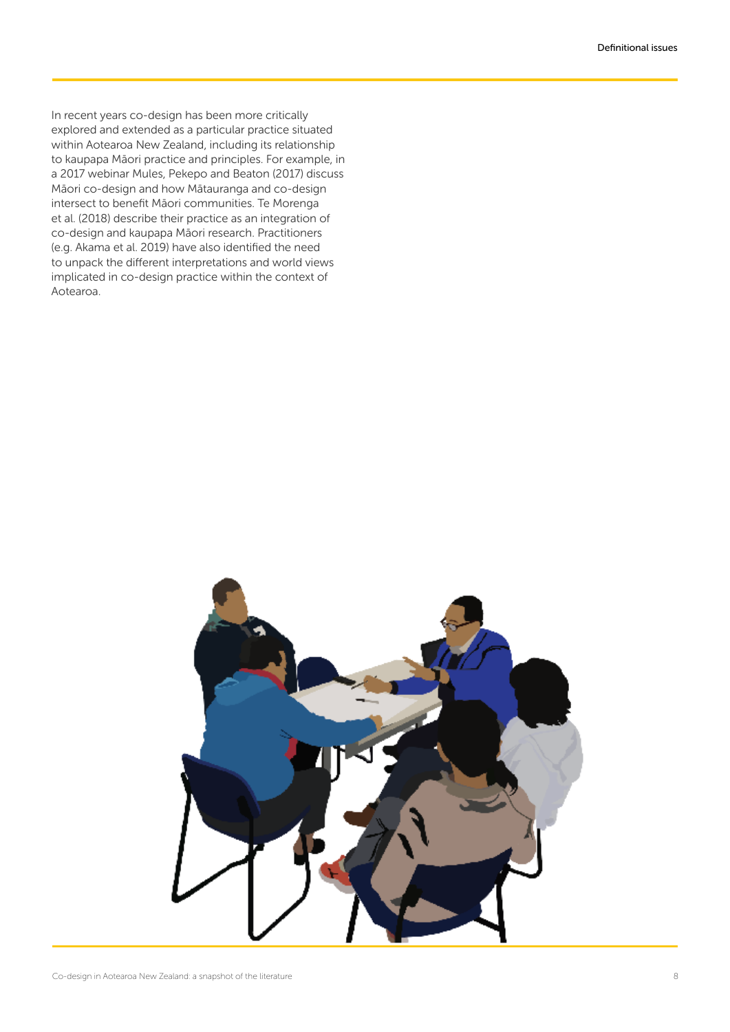In recent years co-design has been more critically explored and extended as a particular practice situated within Aotearoa New Zealand, including its relationship to kaupapa Māori practice and principles. For example, in a 2017 webinar Mules, Pekepo and Beaton (2017) discuss Māori co-design and how Mātauranga and co-design intersect to benefit Māori communities. Te Morenga et al. (2018) describe their practice as an integration of co-design and kaupapa Māori research. Practitioners (e.g. Akama et al. 2019) have also identified the need to unpack the different interpretations and world views implicated in co-design practice within the context of Aotearoa.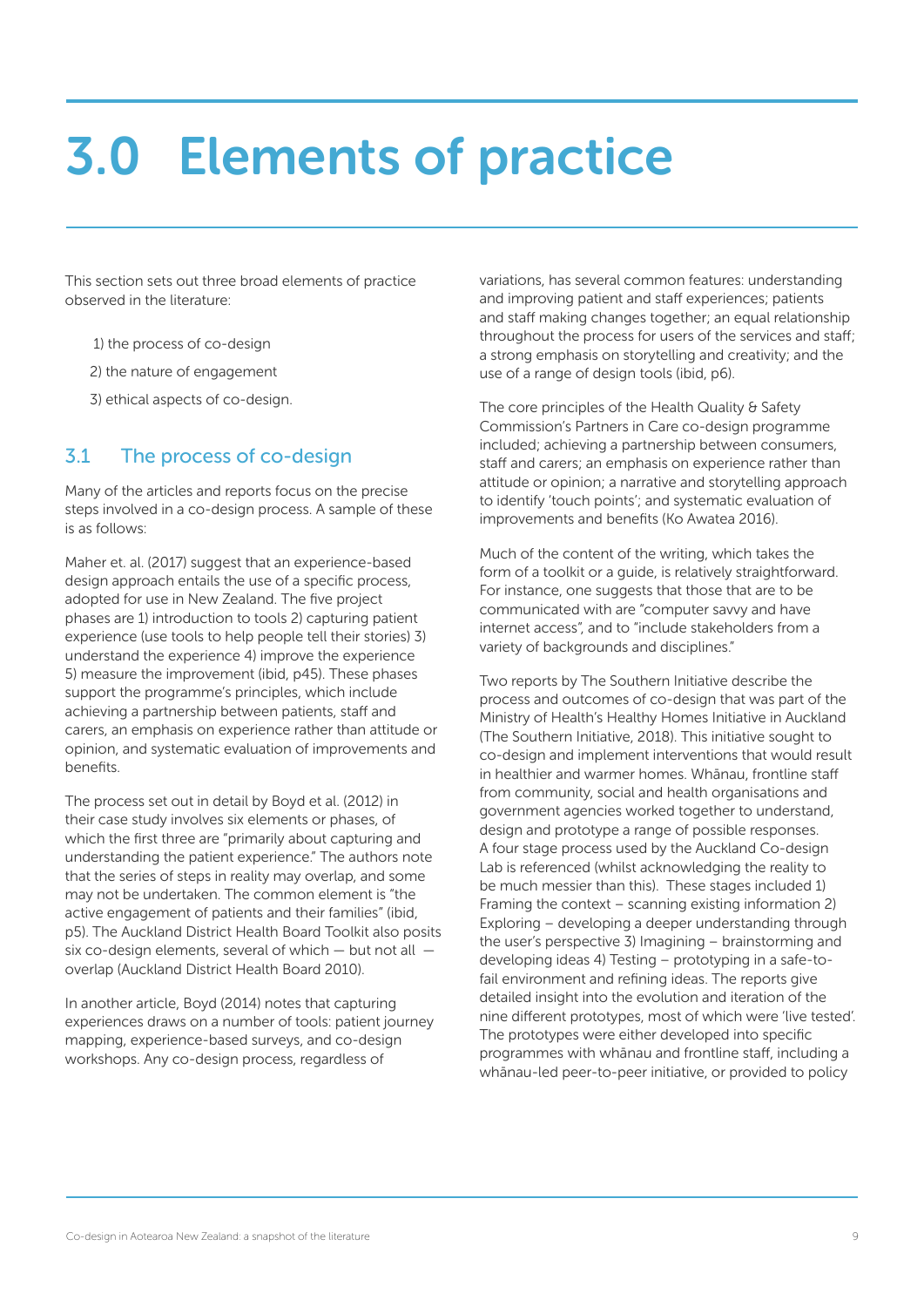# 3.0 Elements of practice

This section sets out three broad elements of practice observed in the literature:

1) the process of co-design
2) the nature of engagement
3) ethical aspects of co-design.

## 3.1 The process of co-design

Many of the articles and reports focus on the precise steps involved in a co-design process. A sample of these is as follows:

Maher et. al. (2017) suggest that an experience-based design approach entails the use of a specific process, adopted for use in New Zealand. The five project phases are 1) introduction to tools 2) capturing patient experience (use tools to help people tell their stories) 3) understand the experience 4) improve the experience 5) measure the improvement (ibid, p45). These phases support the programme's principles, which include achieving a partnership between patients, staff and carers, an emphasis on experience rather than attitude or opinion, and systematic evaluation of improvements and benefits.

The process set out in detail by Boyd et al. (2012) in their case study involves six elements or phases, of which the first three are "primarily about capturing and understanding the patient experience." The authors note that the series of steps in reality may overlap, and some may not be undertaken. The common element is "the active engagement of patients and their families" (ibid, p5). The Auckland District Health Board Toolkit also posits six co-design elements, several of which — but not all — overlap (Auckland District Health Board 2010).

In another article, Boyd (2014) notes that capturing experiences draws on a number of tools: patient journey mapping, experience-based surveys, and co-design workshops. Any co-design process, regardless of variations, has several common features: understanding and improving patient and staff experiences; patients and staff making changes together; an equal relationship throughout the process for users of the services and staff; a strong emphasis on storytelling and creativity; and the use of a range of design tools (ibid, p6).

The core principles of the Health Quality & Safety Commission's Partners in Care co-design programme included; achieving a partnership between consumers, staff and carers; an emphasis on experience rather than attitude or opinion; a narrative and storytelling approach to identify 'touch points'; and systematic evaluation of improvements and benefits (Ko Awatea 2016).

Much of the content of the writing, which takes the form of a toolkit or a guide, is relatively straightforward. For instance, one suggests that those that are to be communicated with are "computer savvy and have internet access", and to "include stakeholders from a variety of backgrounds and disciplines."

Two reports by The Southern Initiative describe the process and outcomes of co-design that was part of the Ministry of Health's Healthy Homes Initiative in Auckland (The Southern Initiative, 2018). This initiative sought to co-design and implement interventions that would result in healthier and warmer homes. Whānau, frontline staff from community, social and health organisations and government agencies worked together to understand, design and prototype a range of possible responses. A four stage process used by the Auckland Co-design Lab is referenced (whilst acknowledging the reality to be much messier than this). These stages included 1) Framing the context – scanning existing information 2) Exploring – developing a deeper understanding through the user's perspective 3) Imagining – brainstorming and developing ideas 4) Testing – prototyping in a safe-to-fail environment and refining ideas. The reports give detailed insight into the evolution and iteration of the nine different prototypes, most of which were 'live tested'. The prototypes were either developed into specific programmes with whānau and frontline staff, including a whānau-led peer-to-peer initiative, or provided to policy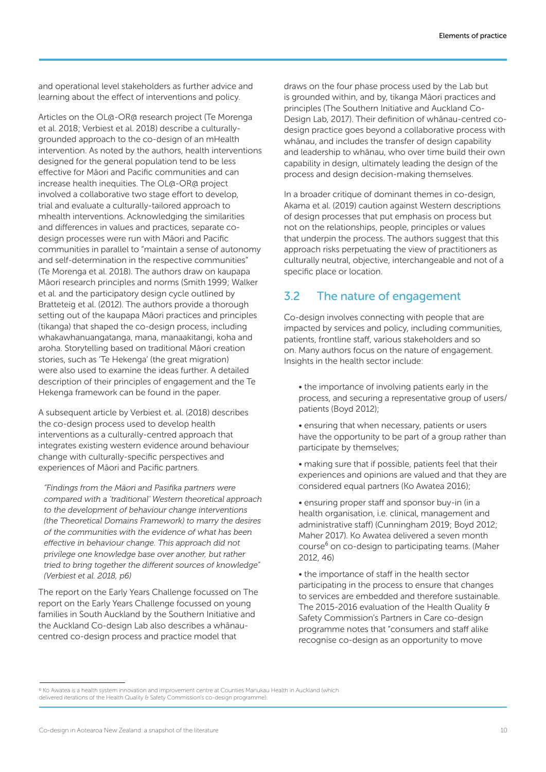and operational level stakeholders as further advice and learning about the effect of interventions and policy.

Articles on the OL@-OR@ research project (Te Morenga et al. 2018; Verbiest et al. 2018) describe a culturally-grounded approach to the co-design of an mHealth intervention. As noted by the authors, health interventions designed for the general population tend to be less effective for Māori and Pacific communities and can increase health inequities. The OL@-OR@ project involved a collaborative two stage effort to develop, trial and evaluate a culturally-tailored approach to mhealth interventions. Acknowledging the similarities and differences in values and practices, separate co-design processes were run with Māori and Pacific communities in parallel to "maintain a sense of autonomy and self-determination in the respective communities" (Te Morenga et al. 2018). The authors draw on kaupapa Māori research principles and norms (Smith 1999; Walker et al. and the participatory design cycle outlined by Bratteteig et al. (2012). The authors provide a thorough setting out of the kaupapa Māori practices and principles (tikanga) that shaped the co-design process, including whakawhanuangatanga, mana, manaakitangi, koha and aroha. Storytelling based on traditional Māori creation stories, such as 'Te Hekenga' (the great migration) were also used to examine the ideas further. A detailed description of their principles of engagement and the Te Hekenga framework can be found in the paper.

A subsequent article by Verbiest et. al. (2018) describes the co-design process used to develop health interventions as a culturally-centred approach that integrates existing western evidence around behaviour change with culturally-specific perspectives and experiences of Māori and Pacific partners.

> *"Findings from the Māori and Pasifika partners were compared with a 'traditional' Western theoretical approach to the development of behaviour change interventions (the Theoretical Domains Framework) to marry the desires of the communities with the evidence of what has been effective in behaviour change. This approach did not privilege one knowledge base over another, but rather tried to bring together the different sources of knowledge" (Verbiest et al. 2018, p6)*

The report on the Early Years Challenge focussed on The report on the Early Years Challenge focussed on young families in South Auckland by the Southern Initiative and the Auckland Co-design Lab also describes a whānau-centred co-design process and practice model that draws on the four phase process used by the Lab but is grounded within, and by, tikanga Māori practices and principles (The Southern Initiative and Auckland Co-Design Lab, 2017). Their definition of whānau-centred co-design practice goes beyond a collaborative process with whānau, and includes the transfer of design capability and leadership to whānau, who over time build their own capability in design, ultimately leading the design of the process and design decision-making themselves.

In a broader critique of dominant themes in co-design, Akama et al. (2019) caution against Western descriptions of design processes that put emphasis on process but not on the relationships, people, principles or values that underpin the process. The authors suggest that this approach risks perpetuating the view of practitioners as culturally neutral, objective, interchangeable and not of a specific place or location.

## 3.2 The nature of engagement

Co-design involves connecting with people that are impacted by services and policy, including communities, patients, frontline staff, various stakeholders and so on. Many authors focus on the nature of engagement. Insights in the health sector include:

- the importance of involving patients early in the process, and securing a representative group of users/ patients (Boyd 2012);
- ensuring that when necessary, patients or users have the opportunity to be part of a group rather than participate by themselves;
- making sure that if possible, patients feel that their experiences and opinions are valued and that they are considered equal partners (Ko Awatea 2016);
- ensuring proper staff and sponsor buy-in (in a health organisation, i.e. clinical, management and administrative staff) (Cunningham 2019; Boyd 2012; Maher 2017). Ko Awatea delivered a seven month course[6] on co-design to participating teams. (Maher 2012, 46)
- the importance of staff in the health sector participating in the process to ensure that changes to services are embedded and therefore sustainable. The 2015-2016 evaluation of the Health Quality & Safety Commission's Partners in Care co-design programme notes that "consumers and staff alike recognise co-design as an opportunity to move

[6] Ko Awatea is a health system innovation and improvement centre at Counties Manukau Health in Auckland (which delivered iterations of the Health Quality & Safety Commission's co-design programme).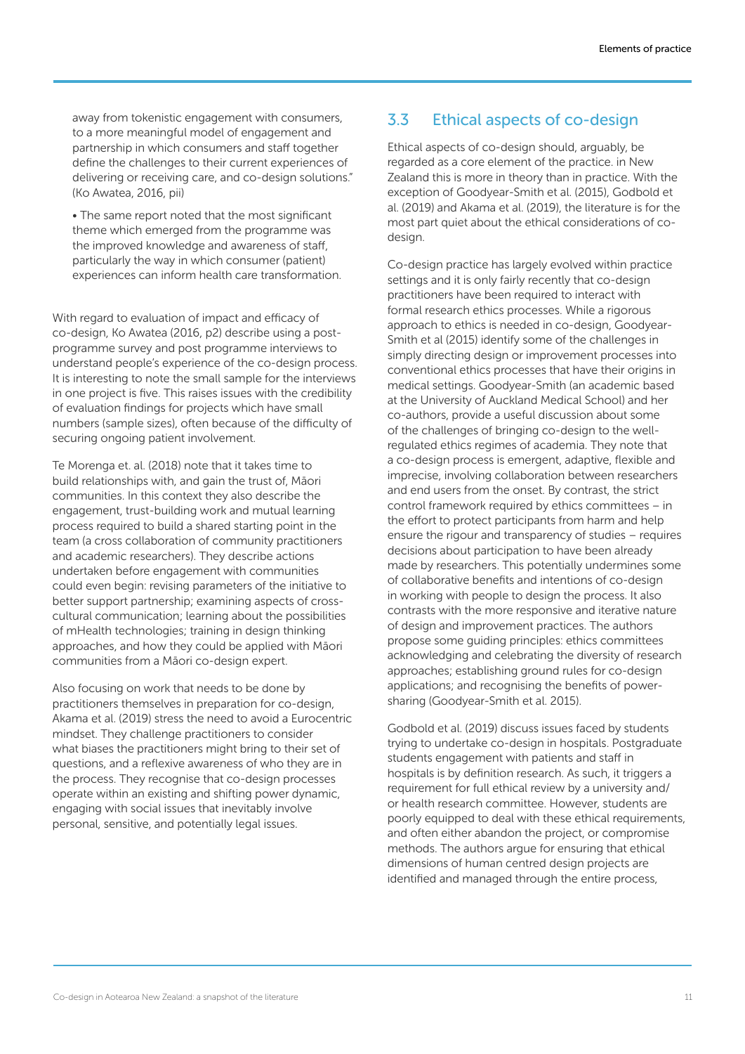away from tokenistic engagement with consumers, to a more meaningful model of engagement and partnership in which consumers and staff together define the challenges to their current experiences of delivering or receiving care, and co-design solutions." (Ko Awatea, 2016, pii)

- The same report noted that the most significant theme which emerged from the programme was the improved knowledge and awareness of staff, particularly the way in which consumer (patient) experiences can inform health care transformation.

With regard to evaluation of impact and efficacy of co-design, Ko Awatea (2016, p2) describe using a post-programme survey and post programme interviews to understand people's experience of the co-design process. It is interesting to note the small sample for the interviews in one project is five. This raises issues with the credibility of evaluation findings for projects which have small numbers (sample sizes), often because of the difficulty of securing ongoing patient involvement.

Te Morenga et. al. (2018) note that it takes time to build relationships with, and gain the trust of, Māori communities. In this context they also describe the engagement, trust-building work and mutual learning process required to build a shared starting point in the team (a cross collaboration of community practitioners and academic researchers). They describe actions undertaken before engagement with communities could even begin: revising parameters of the initiative to better support partnership; examining aspects of cross-cultural communication; learning about the possibilities of mHealth technologies; training in design thinking approaches, and how they could be applied with Māori communities from a Māori co-design expert.

Also focusing on work that needs to be done by practitioners themselves in preparation for co-design, Akama et al. (2019) stress the need to avoid a Eurocentric mindset. They challenge practitioners to consider what biases the practitioners might bring to their set of questions, and a reflexive awareness of who they are in the process. They recognise that co-design processes operate within an existing and shifting power dynamic, engaging with social issues that inevitably involve personal, sensitive, and potentially legal issues.

## 3.3 Ethical aspects of co-design

Ethical aspects of co-design should, arguably, be regarded as a core element of the practice. in New Zealand this is more in theory than in practice. With the exception of Goodyear-Smith et al. (2015), Godbold et al. (2019) and Akama et al. (2019), the literature is for the most part quiet about the ethical considerations of co-design.

Co-design practice has largely evolved within practice settings and it is only fairly recently that co-design practitioners have been required to interact with formal research ethics processes. While a rigorous approach to ethics is needed in co-design, Goodyear-Smith et al (2015) identify some of the challenges in simply directing design or improvement processes into conventional ethics processes that have their origins in medical settings. Goodyear-Smith (an academic based at the University of Auckland Medical School) and her co-authors, provide a useful discussion about some of the challenges of bringing co-design to the well-regulated ethics regimes of academia. They note that a co-design process is emergent, adaptive, flexible and imprecise, involving collaboration between researchers and end users from the onset. By contrast, the strict control framework required by ethics committees – in the effort to protect participants from harm and help ensure the rigour and transparency of studies – requires decisions about participation to have been already made by researchers. This potentially undermines some of collaborative benefits and intentions of co-design in working with people to design the process. It also contrasts with the more responsive and iterative nature of design and improvement practices. The authors propose some guiding principles: ethics committees acknowledging and celebrating the diversity of research approaches; establishing ground rules for co-design applications; and recognising the benefits of power-sharing (Goodyear-Smith et al. 2015).

Godbold et al. (2019) discuss issues faced by students trying to undertake co-design in hospitals. Postgraduate students engagement with patients and staff in hospitals is by definition research. As such, it triggers a requirement for full ethical review by a university and/or health research committee. However, students are poorly equipped to deal with these ethical requirements, and often either abandon the project, or compromise methods. The authors argue for ensuring that ethical dimensions of human centred design projects are identified and managed through the entire process,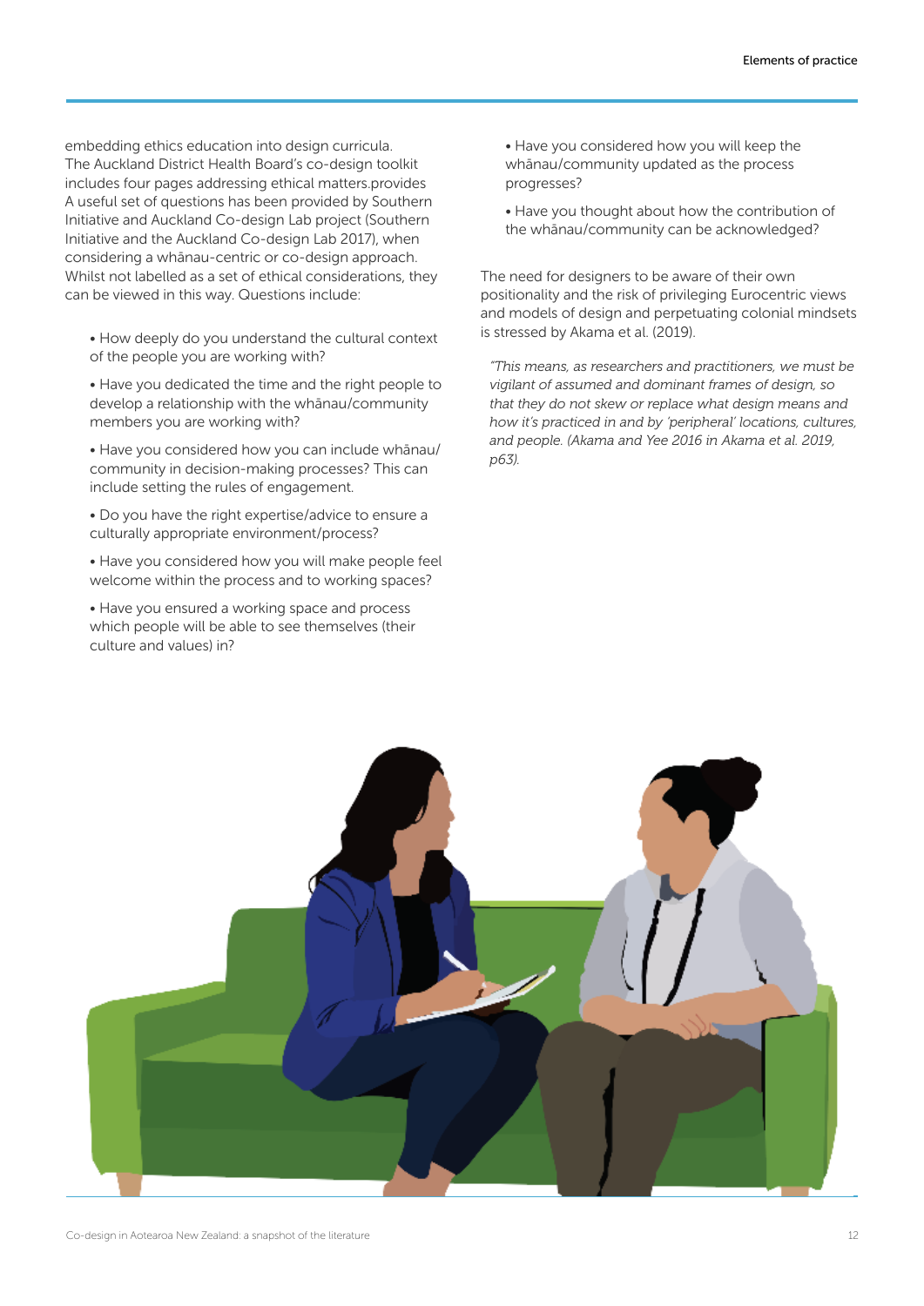embedding ethics education into design curricula. The Auckland District Health Board's co-design toolkit includes four pages addressing ethical matters.provides A useful set of questions has been provided by Southern Initiative and Auckland Co-design Lab project (Southern Initiative and the Auckland Co-design Lab 2017), when considering a whānau-centric or co-design approach. Whilst not labelled as a set of ethical considerations, they can be viewed in this way. Questions include:

- How deeply do you understand the cultural context of the people you are working with?
- Have you dedicated the time and the right people to develop a relationship with the whānau/community members you are working with?
- Have you considered how you can include whānau/community in decision-making processes? This can include setting the rules of engagement.
- Do you have the right expertise/advice to ensure a culturally appropriate environment/process?
- Have you considered how you will make people feel welcome within the process and to working spaces?
- Have you ensured a working space and process which people will be able to see themselves (their culture and values) in?
- Have you considered how you will keep the whānau/community updated as the process progresses?
- Have you thought about how the contribution of the whānau/community can be acknowledged?

The need for designers to be aware of their own positionality and the risk of privileging Eurocentric views and models of design and perpetuating colonial mindsets is stressed by Akama et al. (2019).

*"This means, as researchers and practitioners, we must be vigilant of assumed and dominant frames of design, so that they do not skew or replace what design means and how it's practiced in and by 'peripheral' locations, cultures, and people. (Akama and Yee 2016 in Akama et al. 2019, p63).*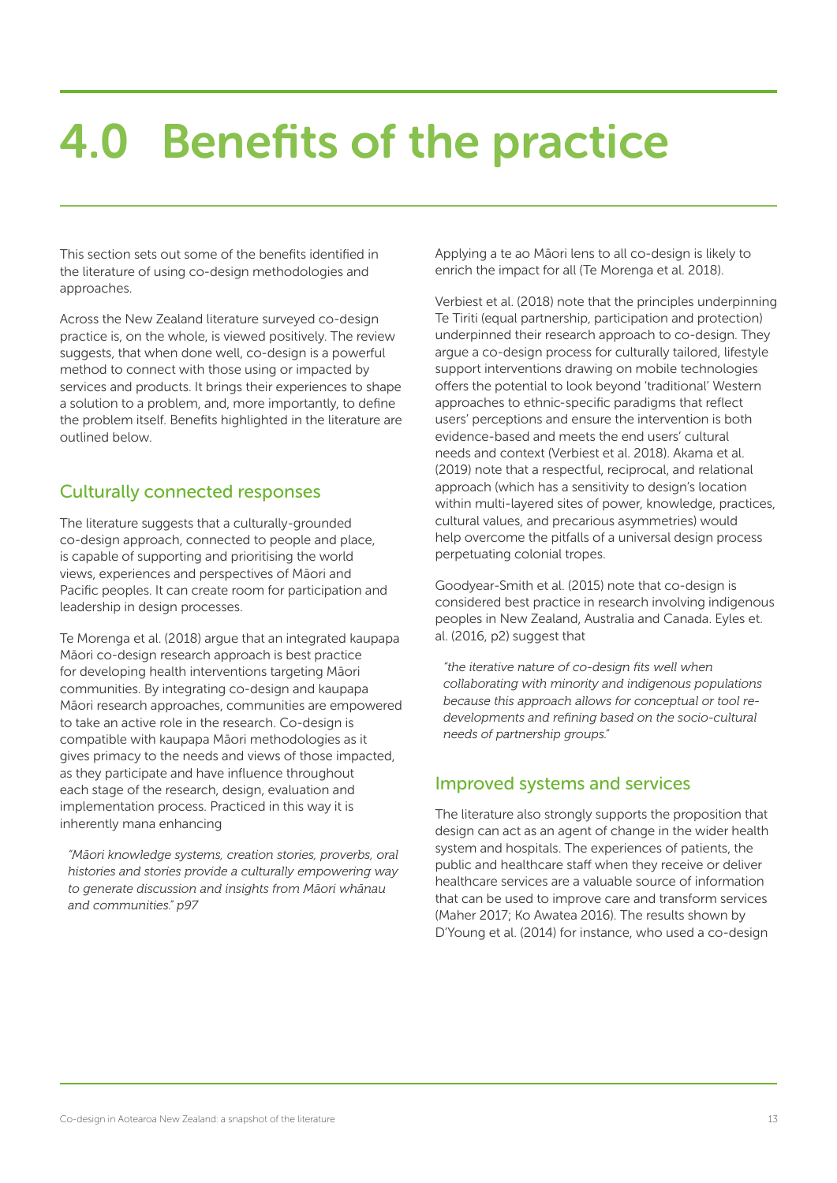# 4.0 Benefits of the practice

This section sets out some of the benefits identified in the literature of using co-design methodologies and approaches.

Across the New Zealand literature surveyed co-design practice is, on the whole, is viewed positively. The review suggests, that when done well, co-design is a powerful method to connect with those using or impacted by services and products. It brings their experiences to shape a solution to a problem, and, more importantly, to define the problem itself. Benefits highlighted in the literature are outlined below.

## Culturally connected responses

The literature suggests that a culturally-grounded co-design approach, connected to people and place, is capable of supporting and prioritising the world views, experiences and perspectives of Māori and Pacific peoples. It can create room for participation and leadership in design processes.

Te Morenga et al. (2018) argue that an integrated kaupapa Māori co-design research approach is best practice for developing health interventions targeting Māori communities. By integrating co-design and kaupapa Māori research approaches, communities are empowered to take an active role in the research. Co-design is compatible with kaupapa Māori methodologies as it gives primacy to the needs and views of those impacted, as they participate and have influence throughout each stage of the research, design, evaluation and implementation process. Practiced in this way it is inherently mana enhancing

> *"Māori knowledge systems, creation stories, proverbs, oral histories and stories provide a culturally empowering way to generate discussion and insights from Māori whānau and communities." p97*

Applying a te ao Māori lens to all co-design is likely to enrich the impact for all (Te Morenga et al. 2018).

Verbiest et al. (2018) note that the principles underpinning Te Tiriti (equal partnership, participation and protection) underpinned their research approach to co-design. They argue a co-design process for culturally tailored, lifestyle support interventions drawing on mobile technologies offers the potential to look beyond 'traditional' Western approaches to ethnic-specific paradigms that reflect users' perceptions and ensure the intervention is both evidence-based and meets the end users' cultural needs and context (Verbiest et al. 2018). Akama et al. (2019) note that a respectful, reciprocal, and relational approach (which has a sensitivity to design's location within multi-layered sites of power, knowledge, practices, cultural values, and precarious asymmetries) would help overcome the pitfalls of a universal design process perpetuating colonial tropes.

Goodyear-Smith et al. (2015) note that co-design is considered best practice in research involving indigenous peoples in New Zealand, Australia and Canada. Eyles et. al. (2016, p2) suggest that

> *"the iterative nature of co-design fits well when collaborating with minority and indigenous populations because this approach allows for conceptual or tool re-developments and refining based on the socio-cultural needs of partnership groups."*

## Improved systems and services

The literature also strongly supports the proposition that design can act as an agent of change in the wider health system and hospitals. The experiences of patients, the public and healthcare staff when they receive or deliver healthcare services are a valuable source of information that can be used to improve care and transform services (Maher 2017; Ko Awatea 2016). The results shown by D'Young et al. (2014) for instance, who used a co-design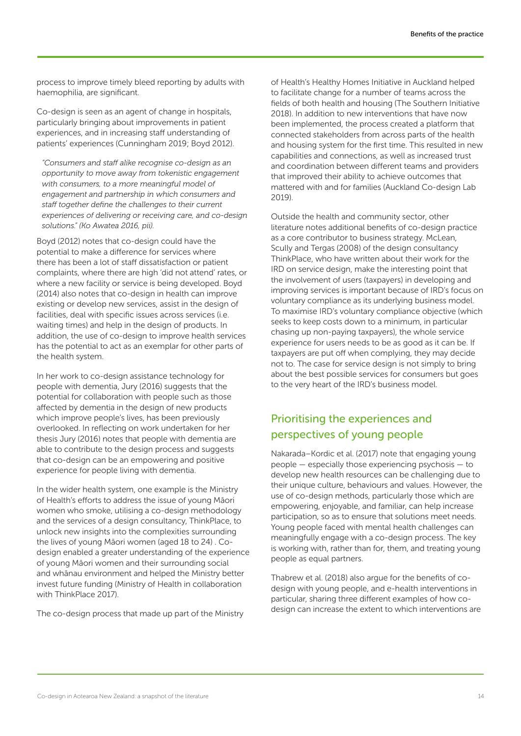process to improve timely bleed reporting by adults with haemophilia, are significant.

Co-design is seen as an agent of change in hospitals, particularly bringing about improvements in patient experiences, and in increasing staff understanding of patients' experiences (Cunningham 2019; Boyd 2012).

> *"Consumers and staff alike recognise co-design as an opportunity to move away from tokenistic engagement with consumers, to a more meaningful model of engagement and partnership in which consumers and staff together define the challenges to their current experiences of delivering or receiving care, and co-design solutions." (Ko Awatea 2016, pii).*

Boyd (2012) notes that co-design could have the potential to make a difference for services where there has been a lot of staff dissatisfaction or patient complaints, where there are high 'did not attend' rates, or where a new facility or service is being developed. Boyd (2014) also notes that co-design in health can improve existing or develop new services, assist in the design of facilities, deal with specific issues across services (i.e. waiting times) and help in the design of products. In addition, the use of co-design to improve health services has the potential to act as an exemplar for other parts of the health system.

In her work to co-design assistance technology for people with dementia, Jury (2016) suggests that the potential for collaboration with people such as those affected by dementia in the design of new products which improve people's lives, has been previously overlooked. In reflecting on work undertaken for her thesis Jury (2016) notes that people with dementia are able to contribute to the design process and suggests that co-design can be an empowering and positive experience for people living with dementia.

In the wider health system, one example is the Ministry of Health's efforts to address the issue of young Māori women who smoke, utilising a co-design methodology and the services of a design consultancy, ThinkPlace, to unlock new insights into the complexities surrounding the lives of young Māori women (aged 18 to 24) . Co-design enabled a greater understanding of the experience of young Māori women and their surrounding social and whānau environment and helped the Ministry better invest future funding (Ministry of Health in collaboration with ThinkPlace 2017).

The co-design process that made up part of the Ministry of Health's Healthy Homes Initiative in Auckland helped to facilitate change for a number of teams across the fields of both health and housing (The Southern Initiative 2018). In addition to new interventions that have now been implemented, the process created a platform that connected stakeholders from across parts of the health and housing system for the first time. This resulted in new capabilities and connections, as well as increased trust and coordination between different teams and providers that improved their ability to achieve outcomes that mattered with and for families (Auckland Co-design Lab 2019).

Outside the health and community sector, other literature notes additional benefits of co-design practice as a core contributor to business strategy. McLean, Scully and Tergas (2008) of the design consultancy ThinkPlace, who have written about their work for the IRD on service design, make the interesting point that the involvement of users (taxpayers) in developing and improving services is important because of IRD's focus on voluntary compliance as its underlying business model. To maximise IRD's voluntary compliance objective (which seeks to keep costs down to a minimum, in particular chasing up non-paying taxpayers), the whole service experience for users needs to be as good as it can be. If taxpayers are put off when complying, they may decide not to. The case for service design is not simply to bring about the best possible services for consumers but goes to the very heart of the IRD's business model.

## Prioritising the experiences and perspectives of young people

Nakarada–Kordic et al. (2017) note that engaging young people — especially those experiencing psychosis — to develop new health resources can be challenging due to their unique culture, behaviours and values. However, the use of co-design methods, particularly those which are empowering, enjoyable, and familiar, can help increase participation, so as to ensure that solutions meet needs. Young people faced with mental health challenges can meaningfully engage with a co-design process. The key is working with, rather than for, them, and treating young people as equal partners.

Thabrew et al. (2018) also argue for the benefits of co-design with young people, and e-health interventions in particular, sharing three different examples of how co-design can increase the extent to which interventions are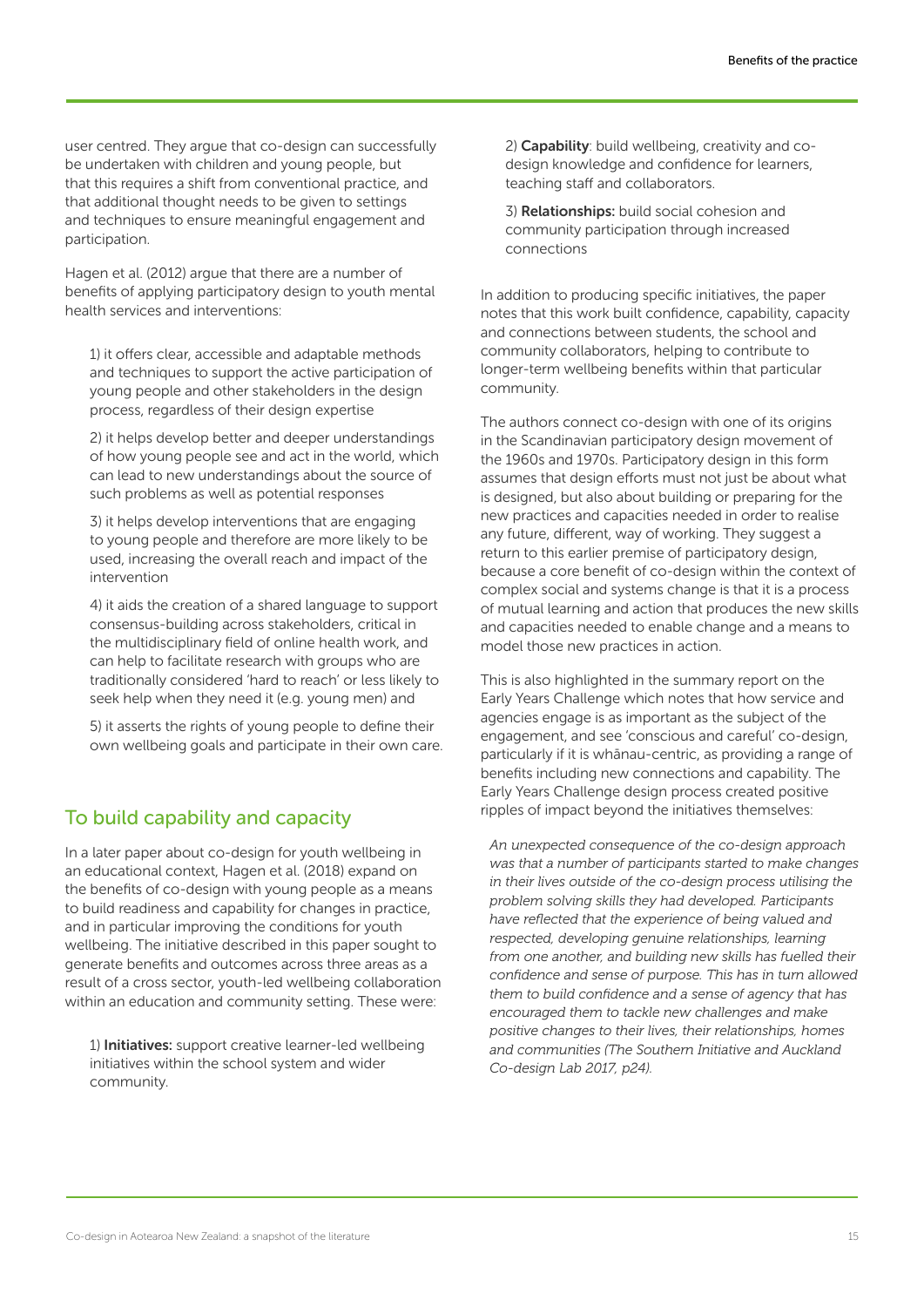user centred. They argue that co-design can successfully be undertaken with children and young people, but that this requires a shift from conventional practice, and that additional thought needs to be given to settings and techniques to ensure meaningful engagement and participation.

Hagen et al. (2012) argue that there are a number of benefits of applying participatory design to youth mental health services and interventions:

1) it offers clear, accessible and adaptable methods and techniques to support the active participation of young people and other stakeholders in the design process, regardless of their design expertise

2) it helps develop better and deeper understandings of how young people see and act in the world, which can lead to new understandings about the source of such problems as well as potential responses

3) it helps develop interventions that are engaging to young people and therefore are more likely to be used, increasing the overall reach and impact of the intervention

4) it aids the creation of a shared language to support consensus-building across stakeholders, critical in the multidisciplinary field of online health work, and can help to facilitate research with groups who are traditionally considered 'hard to reach' or less likely to seek help when they need it (e.g. young men) and

5) it asserts the rights of young people to define their own wellbeing goals and participate in their own care.

## To build capability and capacity

In a later paper about co-design for youth wellbeing in an educational context, Hagen et al. (2018) expand on the benefits of co-design with young people as a means to build readiness and capability for changes in practice, and in particular improving the conditions for youth wellbeing. The initiative described in this paper sought to generate benefits and outcomes across three areas as a result of a cross sector, youth-led wellbeing collaboration within an education and community setting. These were:

1) **Initiatives:** support creative learner-led wellbeing initiatives within the school system and wider community.

2) **Capability**: build wellbeing, creativity and co-design knowledge and confidence for learners, teaching staff and collaborators.

3) **Relationships:** build social cohesion and community participation through increased connections

In addition to producing specific initiatives, the paper notes that this work built confidence, capability, capacity and connections between students, the school and community collaborators, helping to contribute to longer-term wellbeing benefits within that particular community.

The authors connect co-design with one of its origins in the Scandinavian participatory design movement of the 1960s and 1970s. Participatory design in this form assumes that design efforts must not just be about what is designed, but also about building or preparing for the new practices and capacities needed in order to realise any future, different, way of working. They suggest a return to this earlier premise of participatory design, because a core benefit of co-design within the context of complex social and systems change is that it is a process of mutual learning and action that produces the new skills and capacities needed to enable change and a means to model those new practices in action.

This is also highlighted in the summary report on the Early Years Challenge which notes that how service and agencies engage is as important as the subject of the engagement, and see 'conscious and careful' co-design, particularly if it is whānau-centric, as providing a range of benefits including new connections and capability. The Early Years Challenge design process created positive ripples of impact beyond the initiatives themselves:

*An unexpected consequence of the co-design approach was that a number of participants started to make changes in their lives outside of the co-design process utilising the problem solving skills they had developed. Participants have reflected that the experience of being valued and respected, developing genuine relationships, learning from one another, and building new skills has fuelled their confidence and sense of purpose. This has in turn allowed them to build confidence and a sense of agency that has encouraged them to tackle new challenges and make positive changes to their lives, their relationships, homes and communities (The Southern Initiative and Auckland Co-design Lab 2017, p24).*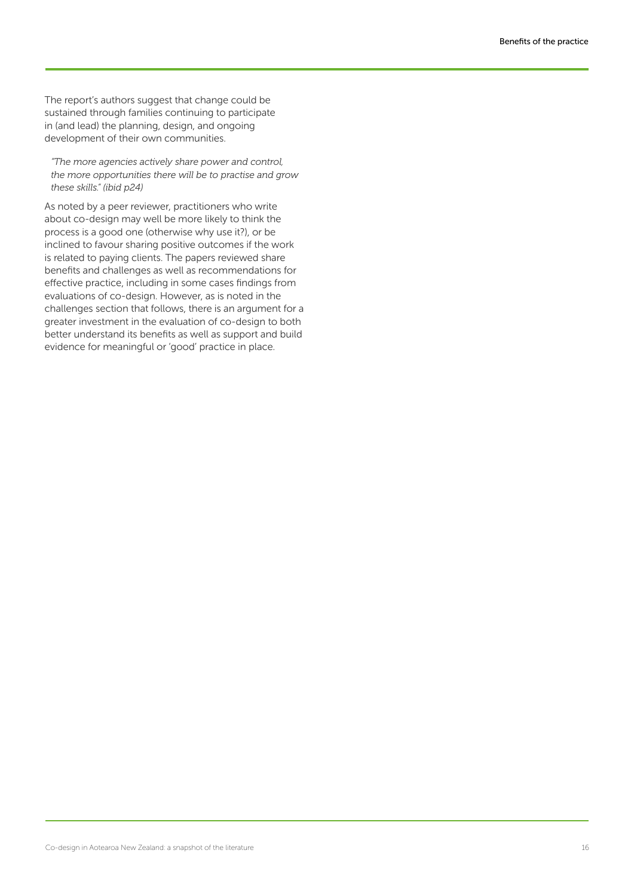The report's authors suggest that change could be sustained through families continuing to participate in (and lead) the planning, design, and ongoing development of their own communities.

> *"The more agencies actively share power and control, the more opportunities there will be to practise and grow these skills." (ibid p24)*

As noted by a peer reviewer, practitioners who write about co-design may well be more likely to think the process is a good one (otherwise why use it?), or be inclined to favour sharing positive outcomes if the work is related to paying clients. The papers reviewed share benefits and challenges as well as recommendations for effective practice, including in some cases findings from evaluations of co-design. However, as is noted in the challenges section that follows, there is an argument for a greater investment in the evaluation of co-design to both better understand its benefits as well as support and build evidence for meaningful or 'good' practice in place.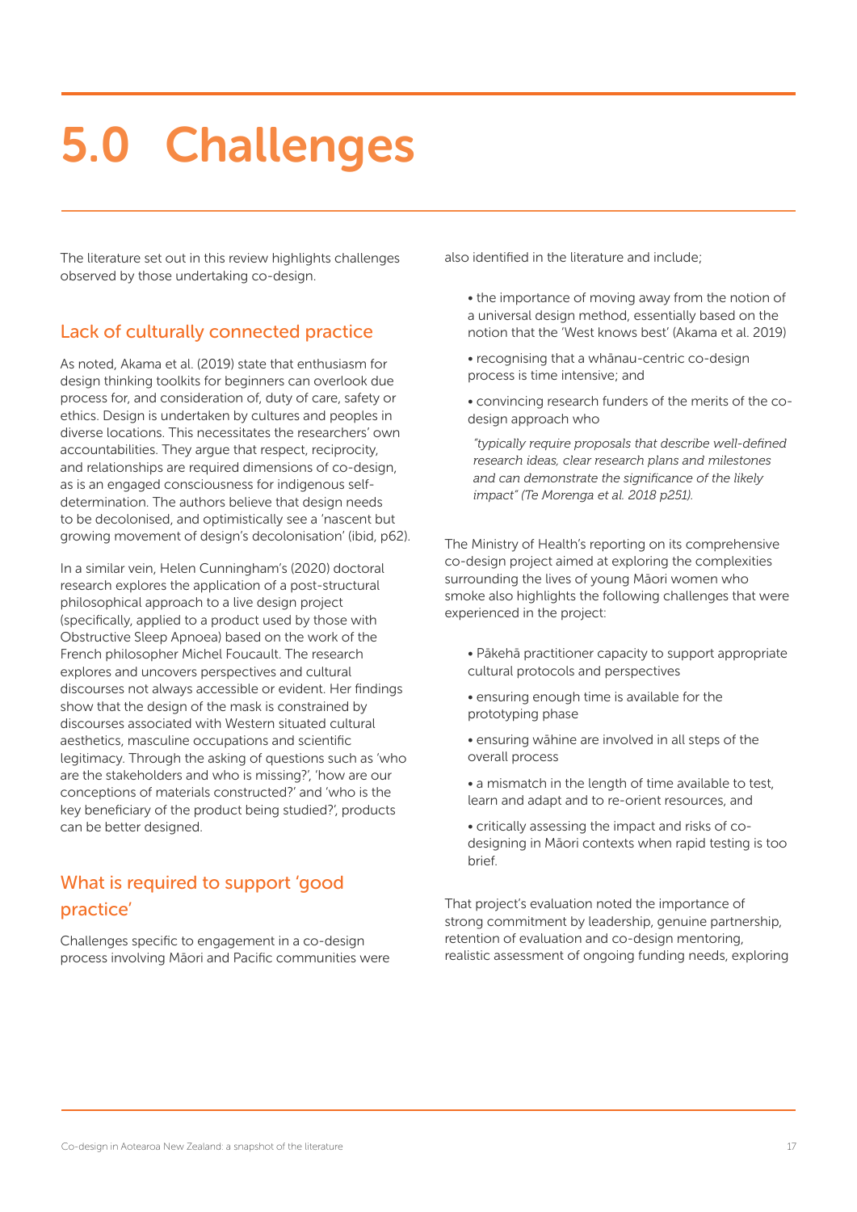# 5.0 Challenges

The literature set out in this review highlights challenges observed by those undertaking co-design.

## Lack of culturally connected practice

As noted, Akama et al. (2019) state that enthusiasm for design thinking toolkits for beginners can overlook due process for, and consideration of, duty of care, safety or ethics. Design is undertaken by cultures and peoples in diverse locations. This necessitates the researchers' own accountabilities. They argue that respect, reciprocity, and relationships are required dimensions of co-design, as is an engaged consciousness for indigenous self-determination. The authors believe that design needs to be decolonised, and optimistically see a 'nascent but growing movement of design's decolonisation' (ibid, p62).

In a similar vein, Helen Cunningham's (2020) doctoral research explores the application of a post-structural philosophical approach to a live design project (specifically, applied to a product used by those with Obstructive Sleep Apnoea) based on the work of the French philosopher Michel Foucault. The research explores and uncovers perspectives and cultural discourses not always accessible or evident. Her findings show that the design of the mask is constrained by discourses associated with Western situated cultural aesthetics, masculine occupations and scientific legitimacy. Through the asking of questions such as 'who are the stakeholders and who is missing?', 'how are our conceptions of materials constructed?' and 'who is the key beneficiary of the product being studied?', products can be better designed.

## What is required to support 'good practice'

Challenges specific to engagement in a co-design process involving Māori and Pacific communities were also identified in the literature and include;

- the importance of moving away from the notion of a universal design method, essentially based on the notion that the 'West knows best' (Akama et al. 2019)
- recognising that a whānau-centric co-design process is time intensive; and
- convincing research funders of the merits of the co-design approach who

  *"typically require proposals that describe well-defined research ideas, clear research plans and milestones and can demonstrate the significance of the likely impact" (Te Morenga et al. 2018 p251).*

The Ministry of Health's reporting on its comprehensive co-design project aimed at exploring the complexities surrounding the lives of young Māori women who smoke also highlights the following challenges that were experienced in the project:

- Pākehā practitioner capacity to support appropriate cultural protocols and perspectives
- ensuring enough time is available for the prototyping phase
- ensuring wāhine are involved in all steps of the overall process
- a mismatch in the length of time available to test, learn and adapt and to re-orient resources, and
- critically assessing the impact and risks of co-designing in Māori contexts when rapid testing is too brief.

That project's evaluation noted the importance of strong commitment by leadership, genuine partnership, retention of evaluation and co-design mentoring, realistic assessment of ongoing funding needs, exploring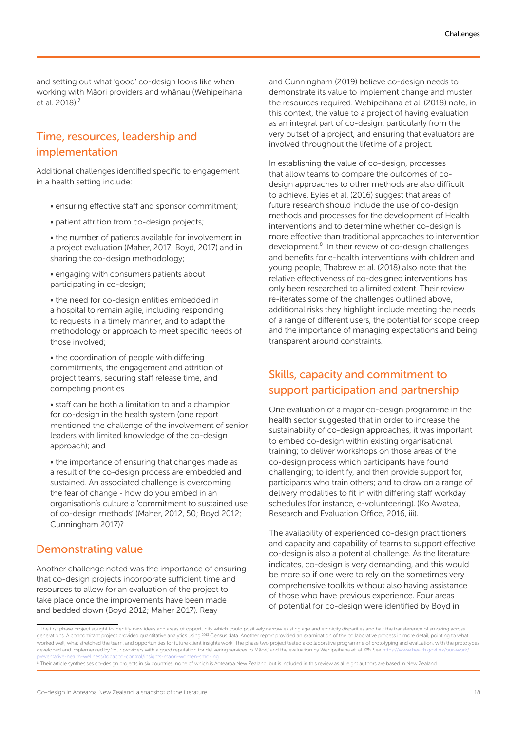and setting out what 'good' co-design looks like when working with Māori providers and whānau (Wehipeihana et al. 2018).[7]

## Time, resources, leadership and implementation

Additional challenges identified specific to engagement in a health setting include:

- ensuring effective staff and sponsor commitment;
- patient attrition from co-design projects;
- the number of patients available for involvement in a project evaluation (Maher, 2017; Boyd, 2017) and in sharing the co-design methodology;
- engaging with consumers patients about participating in co-design;
- the need for co-design entities embedded in a hospital to remain agile, including responding to requests in a timely manner, and to adapt the methodology or approach to meet specific needs of those involved;
- the coordination of people with differing commitments, the engagement and attrition of project teams, securing staff release time, and competing priorities
- staff can be both a limitation to and a champion for co-design in the health system (one report mentioned the challenge of the involvement of senior leaders with limited knowledge of the co-design approach); and
- the importance of ensuring that changes made as a result of the co-design process are embedded and sustained. An associated challenge is overcoming the fear of change - how do you embed in an organisation's culture a 'commitment to sustained use of co-design methods' (Maher, 2012, 50; Boyd 2012; Cunningham 2017)?

## Demonstrating value

Another challenge noted was the importance of ensuring that co-design projects incorporate sufficient time and resources to allow for an evaluation of the project to take place once the improvements have been made and bedded down (Boyd 2012; Maher 2017). Reay and Cunningham (2019) believe co-design needs to demonstrate its value to implement change and muster the resources required. Wehipeihana et al. (2018) note, in this context, the value to a project of having evaluation as an integral part of co-design, particularly from the very outset of a project, and ensuring that evaluators are involved throughout the lifetime of a project.

In establishing the value of co-design, processes that allow teams to compare the outcomes of co-design approaches to other methods are also difficult to achieve. Eyles et al. (2016) suggest that areas of future research should include the use of co-design methods and processes for the development of Health interventions and to determine whether co-design is more effective than traditional approaches to intervention development.[8] In their review of co-design challenges and benefits for e-health interventions with children and young people, Thabrew et al. (2018) also note that the relative effectiveness of co-designed interventions has only been researched to a limited extent. Their review re-iterates some of the challenges outlined above, additional risks they highlight include meeting the needs of a range of different users, the potential for scope creep and the importance of managing expectations and being transparent around constraints.

## Skills, capacity and commitment to support participation and partnership

One evaluation of a major co-design programme in the health sector suggested that in order to increase the sustainability of co-design approaches, it was important to embed co-design within existing organisational training; to deliver workshops on those areas of the co-design process which participants have found challenging; to identify, and then provide support for, participants who train others; and to draw on a range of delivery modalities to fit in with differing staff workday schedules (for instance, e-volunteering). (Ko Awatea, Research and Evaluation Office, 2016, iii).

The availability of experienced co-design practitioners and capacity and capability of teams to support effective co-design is also a potential challenge. As the literature indicates, co-design is very demanding, and this would be more so if one were to rely on the sometimes very comprehensive toolkits without also having assistance of those who have previous experience. Four areas of potential for co-design were identified by Boyd in

---

[7] The first phase project sought to identify new ideas and areas of opportunity which could positively narrow existing age and ethnicity disparities and halt the transference of smoking across generations. A concomitant project provided quantitative analytics using 2013 Census data. Another report provided an examination of the collaborative process in more detail, pointing to what worked well, what stretched the team, and opportunities for future client insights work. The phase two project tested a collaborative programme of prototyping and evaluation, with the prototypes developed and implemented by 'four providers with a good reputation for delivering services to Māori,' and the evaluation by Wehipeihana et. al. 2018 See https://www.health.govt.nz/our-work/preventative-health-wellness/tobacco-control/insights-maori-women-smoking.

[8] Their article synthesises co-design projects in six countries, none of which is Aotearoa New Zealand, but is included in this review as all eight authors are based in New Zealand.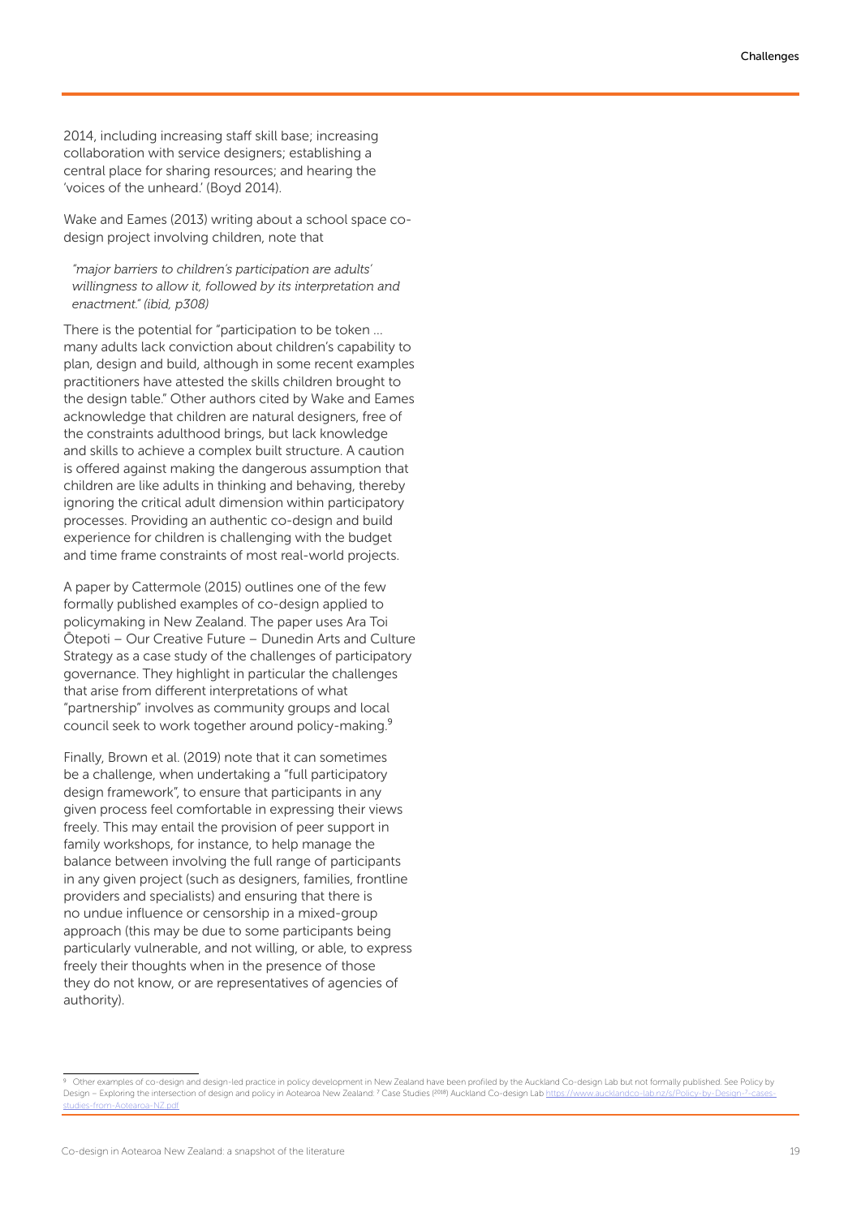2014, including increasing staff skill base; increasing collaboration with service designers; establishing a central place for sharing resources; and hearing the 'voices of the unheard.' (Boyd 2014).

Wake and Eames (2013) writing about a school space co-design project involving children, note that

> *"major barriers to children's participation are adults' willingness to allow it, followed by its interpretation and enactment." (ibid, p308)*

There is the potential for "participation to be token ... many adults lack conviction about children's capability to plan, design and build, although in some recent examples practitioners have attested the skills children brought to the design table." Other authors cited by Wake and Eames acknowledge that children are natural designers, free of the constraints adulthood brings, but lack knowledge and skills to achieve a complex built structure. A caution is offered against making the dangerous assumption that children are like adults in thinking and behaving, thereby ignoring the critical adult dimension within participatory processes. Providing an authentic co-design and build experience for children is challenging with the budget and time frame constraints of most real-world projects.

A paper by Cattermole (2015) outlines one of the few formally published examples of co-design applied to policymaking in New Zealand. The paper uses Ara Toi Ōtepoti – Our Creative Future – Dunedin Arts and Culture Strategy as a case study of the challenges of participatory governance. They highlight in particular the challenges that arise from different interpretations of what "partnership" involves as community groups and local council seek to work together around policy-making.[9]

Finally, Brown et al. (2019) note that it can sometimes be a challenge, when undertaking a "full participatory design framework", to ensure that participants in any given process feel comfortable in expressing their views freely. This may entail the provision of peer support in family workshops, for instance, to help manage the balance between involving the full range of participants in any given project (such as designers, families, frontline providers and specialists) and ensuring that there is no undue influence or censorship in a mixed-group approach (this may be due to some participants being particularly vulnerable, and not willing, or able, to express freely their thoughts when in the presence of those they do not know, or are representatives of agencies of authority).

---

[9] Other examples of co-design and design-led practice in policy development in New Zealand have been profiled by the Auckland Co-design Lab but not formally published. See Policy by Design – Exploring the intersection of design and policy in Aotearoa New Zealand: 7 Case Studies (2018) Auckland Co-design Lab https://www.aucklandco-lab.nz/s/Policy-by-Design-7-cases-studies-from-Aotearoa-NZ.pdf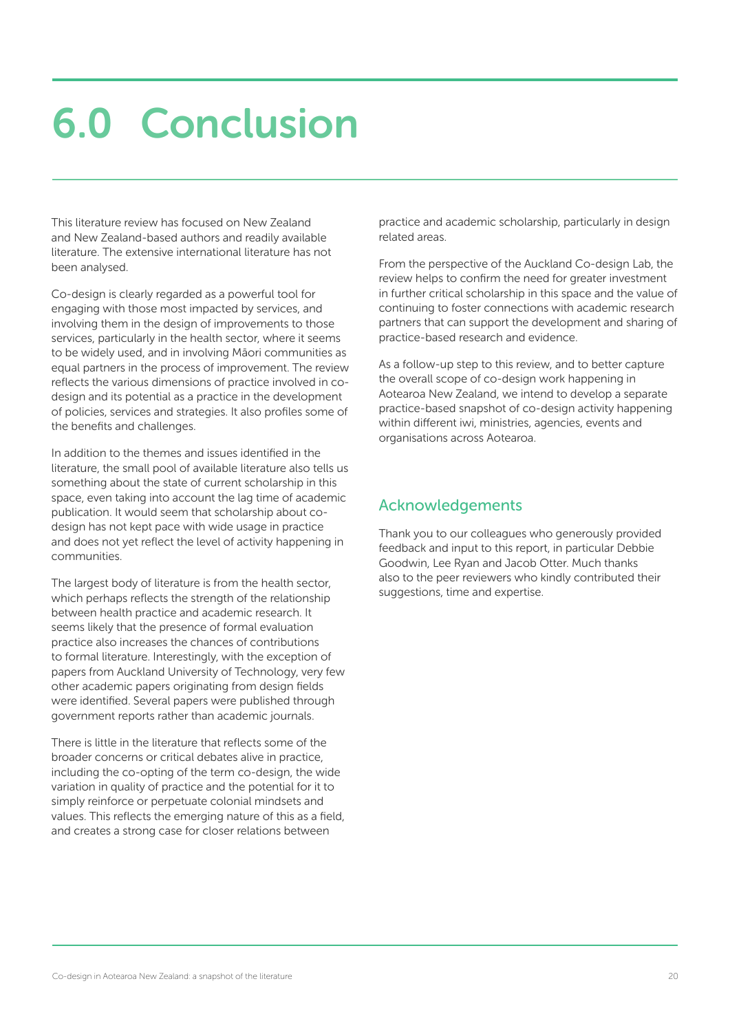# 6.0 Conclusion

This literature review has focused on New Zealand and New Zealand-based authors and readily available literature. The extensive international literature has not been analysed.

Co-design is clearly regarded as a powerful tool for engaging with those most impacted by services, and involving them in the design of improvements to those services, particularly in the health sector, where it seems to be widely used, and in involving Māori communities as equal partners in the process of improvement. The review reflects the various dimensions of practice involved in co-design and its potential as a practice in the development of policies, services and strategies. It also profiles some of the benefits and challenges.

In addition to the themes and issues identified in the literature, the small pool of available literature also tells us something about the state of current scholarship in this space, even taking into account the lag time of academic publication. It would seem that scholarship about co-design has not kept pace with wide usage in practice and does not yet reflect the level of activity happening in communities.

The largest body of literature is from the health sector, which perhaps reflects the strength of the relationship between health practice and academic research. It seems likely that the presence of formal evaluation practice also increases the chances of contributions to formal literature. Interestingly, with the exception of papers from Auckland University of Technology, very few other academic papers originating from design fields were identified. Several papers were published through government reports rather than academic journals.

There is little in the literature that reflects some of the broader concerns or critical debates alive in practice, including the co-opting of the term co-design, the wide variation in quality of practice and the potential for it to simply reinforce or perpetuate colonial mindsets and values. This reflects the emerging nature of this as a field, and creates a strong case for closer relations between practice and academic scholarship, particularly in design related areas.

From the perspective of the Auckland Co-design Lab, the review helps to confirm the need for greater investment in further critical scholarship in this space and the value of continuing to foster connections with academic research partners that can support the development and sharing of practice-based research and evidence.

As a follow-up step to this review, and to better capture the overall scope of co-design work happening in Aotearoa New Zealand, we intend to develop a separate practice-based snapshot of co-design activity happening within different iwi, ministries, agencies, events and organisations across Aotearoa.

## Acknowledgements

Thank you to our colleagues who generously provided feedback and input to this report, in particular Debbie Goodwin, Lee Ryan and Jacob Otter. Much thanks also to the peer reviewers who kindly contributed their suggestions, time and expertise.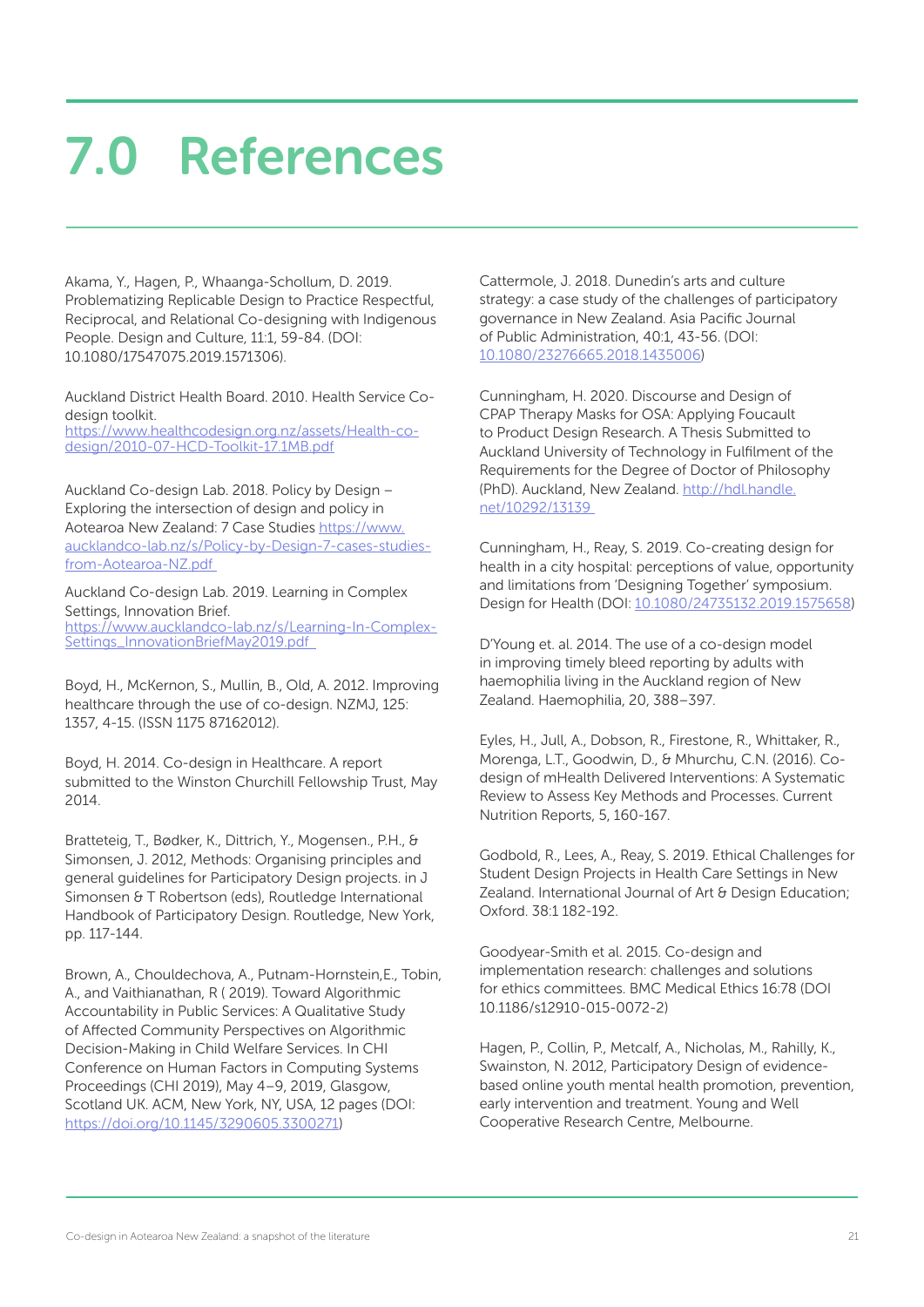# 7.0 References

Akama, Y., Hagen, P., Whaanga-Schollum, D. 2019. Problematizing Replicable Design to Practice Respectful, Reciprocal, and Relational Co-designing with Indigenous People. Design and Culture, 11:1, 59-84. (DOI: 10.1080/17547075.2019.1571306).

Auckland District Health Board. 2010. Health Service Co-design toolkit. https://www.healthcodesign.org.nz/assets/Health-co-design/2010-07-HCD-Toolkit-17.1MB.pdf

Auckland Co-design Lab. 2018. Policy by Design – Exploring the intersection of design and policy in Aotearoa New Zealand: 7 Case Studies https://www.aucklandco-lab.nz/s/Policy-by-Design-7-cases-studies-from-Aotearoa-NZ.pdf

Auckland Co-design Lab. 2019. Learning in Complex Settings, Innovation Brief. https://www.aucklandco-lab.nz/s/Learning-In-Complex-Settings_InnovationBriefMay2019.pdf

Boyd, H., McKernon, S., Mullin, B., Old, A. 2012. Improving healthcare through the use of co-design. NZMJ, 125: 1357, 4-15. (ISSN 1175 87162012).

Boyd, H. 2014. Co-design in Healthcare. A report submitted to the Winston Churchill Fellowship Trust, May 2014.

Bratteteig, T., Bødker, K., Dittrich, Y., Mogensen., P.H., & Simonsen, J. 2012, Methods: Organising principles and general guidelines for Participatory Design projects. in J Simonsen & T Robertson (eds), Routledge International Handbook of Participatory Design. Routledge, New York, pp. 117-144.

Brown, A., Chouldechova, A., Putnam-Hornstein,E., Tobin, A., and Vaithianathan, R ( 2019). Toward Algorithmic Accountability in Public Services: A Qualitative Study of Affected Community Perspectives on Algorithmic Decision-Making in Child Welfare Services. In CHI Conference on Human Factors in Computing Systems Proceedings (CHI 2019), May 4–9, 2019, Glasgow, Scotland UK. ACM, New York, NY, USA, 12 pages (DOI: https://doi.org/10.1145/3290605.3300271)

Cattermole, J. 2018. Dunedin's arts and culture strategy: a case study of the challenges of participatory governance in New Zealand. Asia Pacific Journal of Public Administration, 40:1, 43-56. (DOI: 10.1080/23276665.2018.1435006)

Cunningham, H. 2020. Discourse and Design of CPAP Therapy Masks for OSA: Applying Foucault to Product Design Research. A Thesis Submitted to Auckland University of Technology in Fulfilment of the Requirements for the Degree of Doctor of Philosophy (PhD). Auckland, New Zealand. http://hdl.handle.net/10292/13139

Cunningham, H., Reay, S. 2019. Co-creating design for health in a city hospital: perceptions of value, opportunity and limitations from 'Designing Together' symposium. Design for Health (DOI: 10.1080/24735132.2019.1575658)

D'Young et. al. 2014. The use of a co-design model in improving timely bleed reporting by adults with haemophilia living in the Auckland region of New Zealand. Haemophilia, 20, 388–397.

Eyles, H., Jull, A., Dobson, R., Firestone, R., Whittaker, R., Morenga, L.T., Goodwin, D., & Mhurchu, C.N. (2016). Co-design of mHealth Delivered Interventions: A Systematic Review to Assess Key Methods and Processes. Current Nutrition Reports, 5, 160-167.

Godbold, R., Lees, A., Reay, S. 2019. Ethical Challenges for Student Design Projects in Health Care Settings in New Zealand. International Journal of Art & Design Education; Oxford. 38:1 182-192.

Goodyear-Smith et al. 2015. Co-design and implementation research: challenges and solutions for ethics committees. BMC Medical Ethics 16:78 (DOI 10.1186/s12910-015-0072-2)

Hagen, P., Collin, P., Metcalf, A., Nicholas, M., Rahilly, K., Swainston, N. 2012, Participatory Design of evidence-based online youth mental health promotion, prevention, early intervention and treatment. Young and Well Cooperative Research Centre, Melbourne.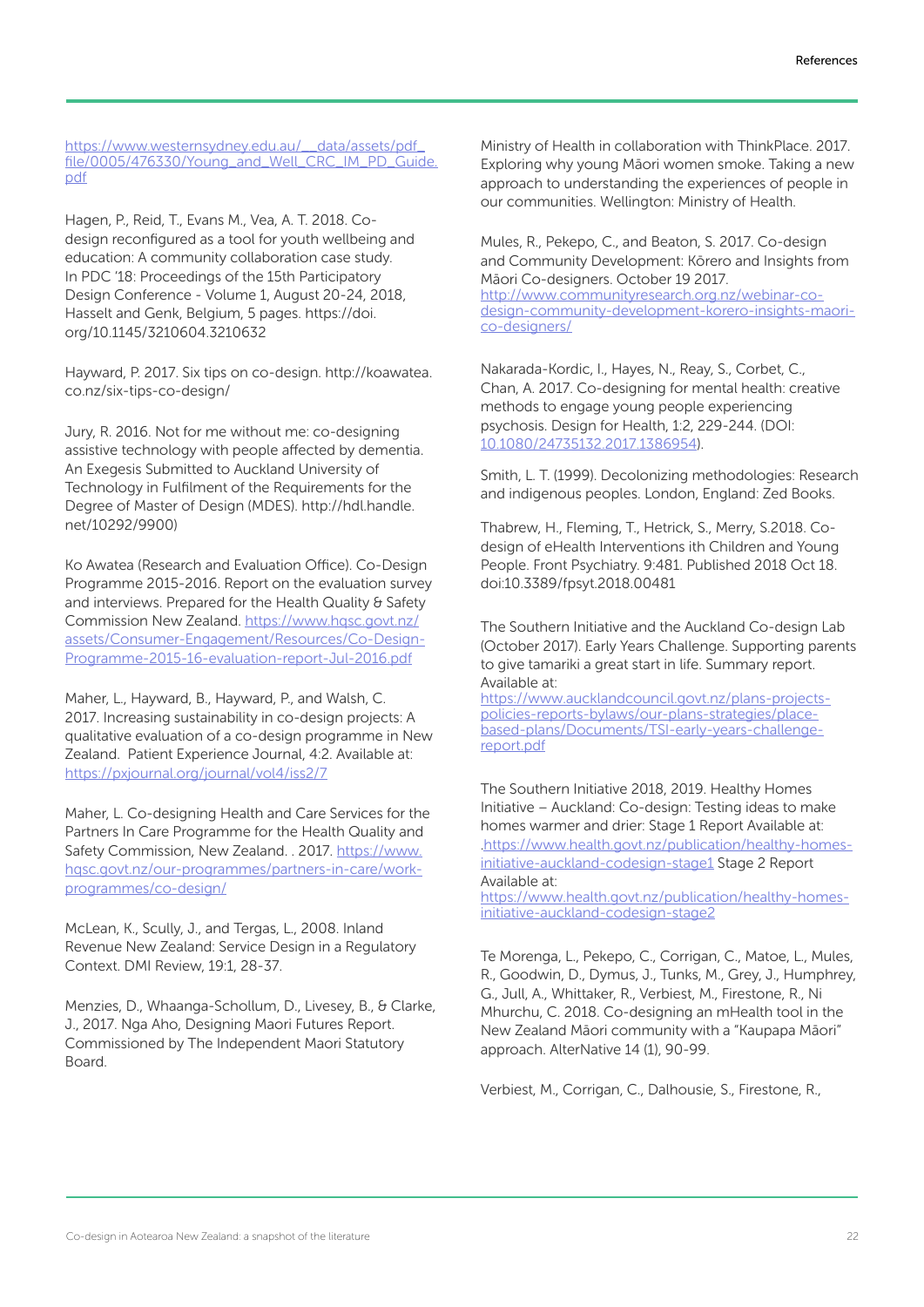https://www.westernsydney.edu.au/__data/assets/pdf_file/0005/476330/Young_and_Well_CRC_IM_PD_Guide.pdf

Hagen, P., Reid, T., Evans M., Vea, A. T. 2018. Co-design reconfigured as a tool for youth wellbeing and education: A community collaboration case study. In PDC '18: Proceedings of the 15th Participatory Design Conference - Volume 1, August 20-24, 2018, Hasselt and Genk, Belgium, 5 pages. https://doi.org/10.1145/3210604.3210632

Hayward, P. 2017. Six tips on co-design. http://koawatea.co.nz/six-tips-co-design/

Jury, R. 2016. Not for me without me: co-designing assistive technology with people affected by dementia. An Exegesis Submitted to Auckland University of Technology in Fulfilment of the Requirements for the Degree of Master of Design (MDES). http://hdl.handle.net/10292/9900)

Ko Awatea (Research and Evaluation Office). Co-Design Programme 2015-2016. Report on the evaluation survey and interviews. Prepared for the Health Quality & Safety Commission New Zealand. https://www.hqsc.govt.nz/assets/Consumer-Engagement/Resources/Co-Design-Programme-2015-16-evaluation-report-Jul-2016.pdf

Maher, L., Hayward, B., Hayward, P., and Walsh, C. 2017. Increasing sustainability in co-design projects: A qualitative evaluation of a co-design programme in New Zealand. Patient Experience Journal, 4:2. Available at: https://pxjournal.org/journal/vol4/iss2/7

Maher, L. Co-designing Health and Care Services for the Partners In Care Programme for the Health Quality and Safety Commission, New Zealand. . 2017. https://www.hqsc.govt.nz/our-programmes/partners-in-care/work-programmes/co-design/

McLean, K., Scully, J., and Tergas, L., 2008. Inland Revenue New Zealand: Service Design in a Regulatory Context. DMI Review, 19:1, 28-37.

Menzies, D., Whaanga-Schollum, D., Livesey, B., & Clarke, J., 2017. Nga Aho, Designing Maori Futures Report. Commissioned by The Independent Maori Statutory Board.

Ministry of Health in collaboration with ThinkPlace. 2017. Exploring why young Māori women smoke. Taking a new approach to understanding the experiences of people in our communities. Wellington: Ministry of Health.

Mules, R., Pekepo, C., and Beaton, S. 2017. Co-design and Community Development: Kōrero and Insights from Māori Co-designers. October 19 2017. http://www.communityresearch.org.nz/webinar-co-design-community-development-korero-insights-maori-co-designers/

Nakarada-Kordic, I., Hayes, N., Reay, S., Corbet, C., Chan, A. 2017. Co-designing for mental health: creative methods to engage young people experiencing psychosis. Design for Health, 1:2, 229-244. (DOI: 10.1080/24735132.2017.1386954).

Smith, L. T. (1999). Decolonizing methodologies: Research and indigenous peoples. London, England: Zed Books.

Thabrew, H., Fleming, T., Hetrick, S., Merry, S.2018. Co-design of eHealth Interventions ith Children and Young People. Front Psychiatry. 9:481. Published 2018 Oct 18. doi:10.3389/fpsyt.2018.00481

The Southern Initiative and the Auckland Co-design Lab (October 2017). Early Years Challenge. Supporting parents to give tamariki a great start in life. Summary report. Available at: https://www.aucklandcouncil.govt.nz/plans-projects-policies-reports-bylaws/our-plans-strategies/place-based-plans/Documents/TSI-early-years-challenge-report.pdf

The Southern Initiative 2018, 2019. Healthy Homes Initiative – Auckland: Co-design: Testing ideas to make homes warmer and drier: Stage 1 Report Available at: .https://www.health.govt.nz/publication/healthy-homes-initiative-auckland-codesign-stage1 Stage 2 Report Available at: https://www.health.govt.nz/publication/healthy-homes-initiative-auckland-codesign-stage2

Te Morenga, L., Pekepo, C., Corrigan, C., Matoe, L., Mules, R., Goodwin, D., Dymus, J., Tunks, M., Grey, J., Humphrey, G., Jull, A., Whittaker, R., Verbiest, M., Firestone, R., Ni Mhurchu, C. 2018. Co-designing an mHealth tool in the New Zealand Māori community with a "Kaupapa Māori" approach. AlterNative 14 (1), 90-99.

Verbiest, M., Corrigan, C., Dalhousie, S., Firestone, R.,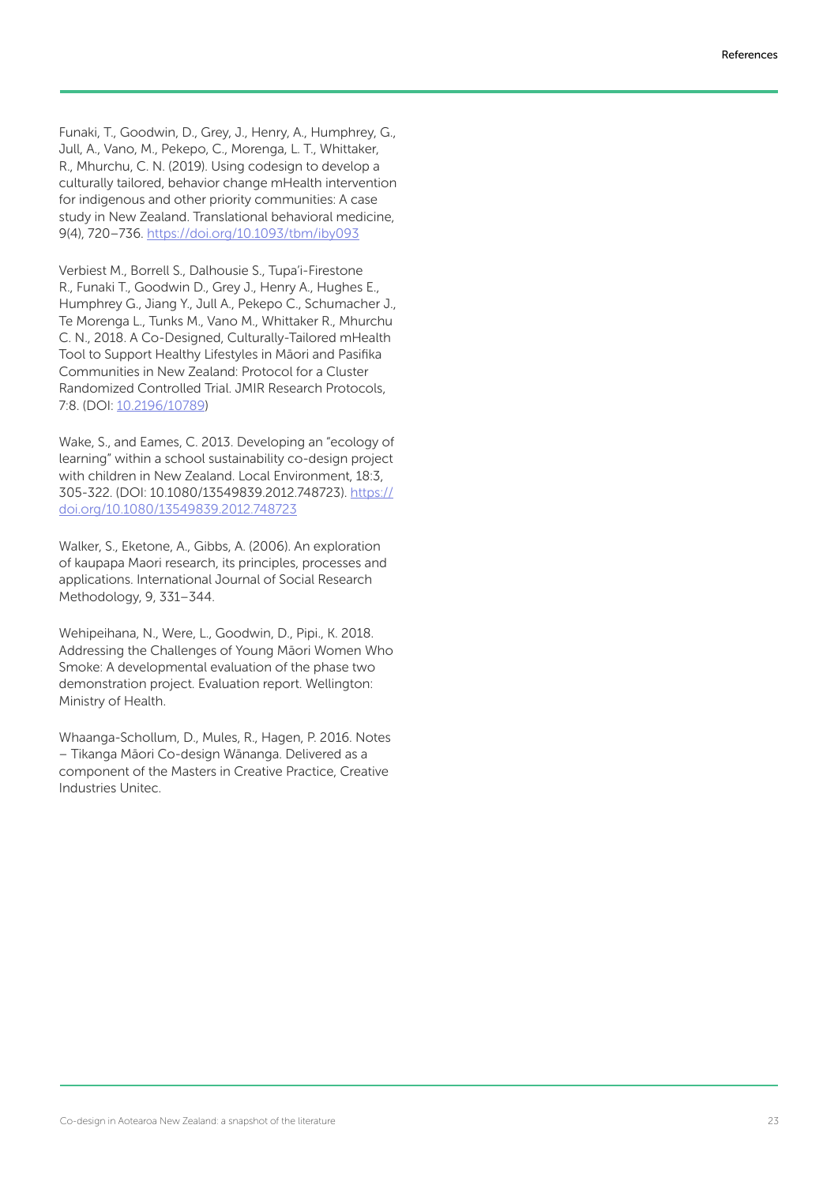Funaki, T., Goodwin, D., Grey, J., Henry, A., Humphrey, G., Jull, A., Vano, M., Pekepo, C., Morenga, L. T., Whittaker, R., Mhurchu, C. N. (2019). Using codesign to develop a culturally tailored, behavior change mHealth intervention for indigenous and other priority communities: A case study in New Zealand. Translational behavioral medicine, 9(4), 720–736. https://doi.org/10.1093/tbm/iby093

Verbiest M., Borrell S., Dalhousie S., Tupa'i-Firestone R., Funaki T., Goodwin D., Grey J., Henry A., Hughes E., Humphrey G., Jiang Y., Jull A., Pekepo C., Schumacher J., Te Morenga L., Tunks M., Vano M., Whittaker R., Mhurchu C. N., 2018. A Co-Designed, Culturally-Tailored mHealth Tool to Support Healthy Lifestyles in Māori and Pasifika Communities in New Zealand: Protocol for a Cluster Randomized Controlled Trial. JMIR Research Protocols, 7:8. (DOI: 10.2196/10789)

Wake, S., and Eames, C. 2013. Developing an "ecology of learning" within a school sustainability co-design project with children in New Zealand. Local Environment, 18:3, 305-322. (DOI: 10.1080/13549839.2012.748723). https://doi.org/10.1080/13549839.2012.748723

Walker, S., Eketone, A., Gibbs, A. (2006). An exploration of kaupapa Maori research, its principles, processes and applications. International Journal of Social Research Methodology, 9, 331–344.

Wehipeihana, N., Were, L., Goodwin, D., Pipi., K. 2018. Addressing the Challenges of Young Māori Women Who Smoke: A developmental evaluation of the phase two demonstration project. Evaluation report. Wellington: Ministry of Health.

Whaanga-Schollum, D., Mules, R., Hagen, P. 2016. Notes – Tikanga Māori Co-design Wānanga. Delivered as a component of the Masters in Creative Practice, Creative Industries Unitec.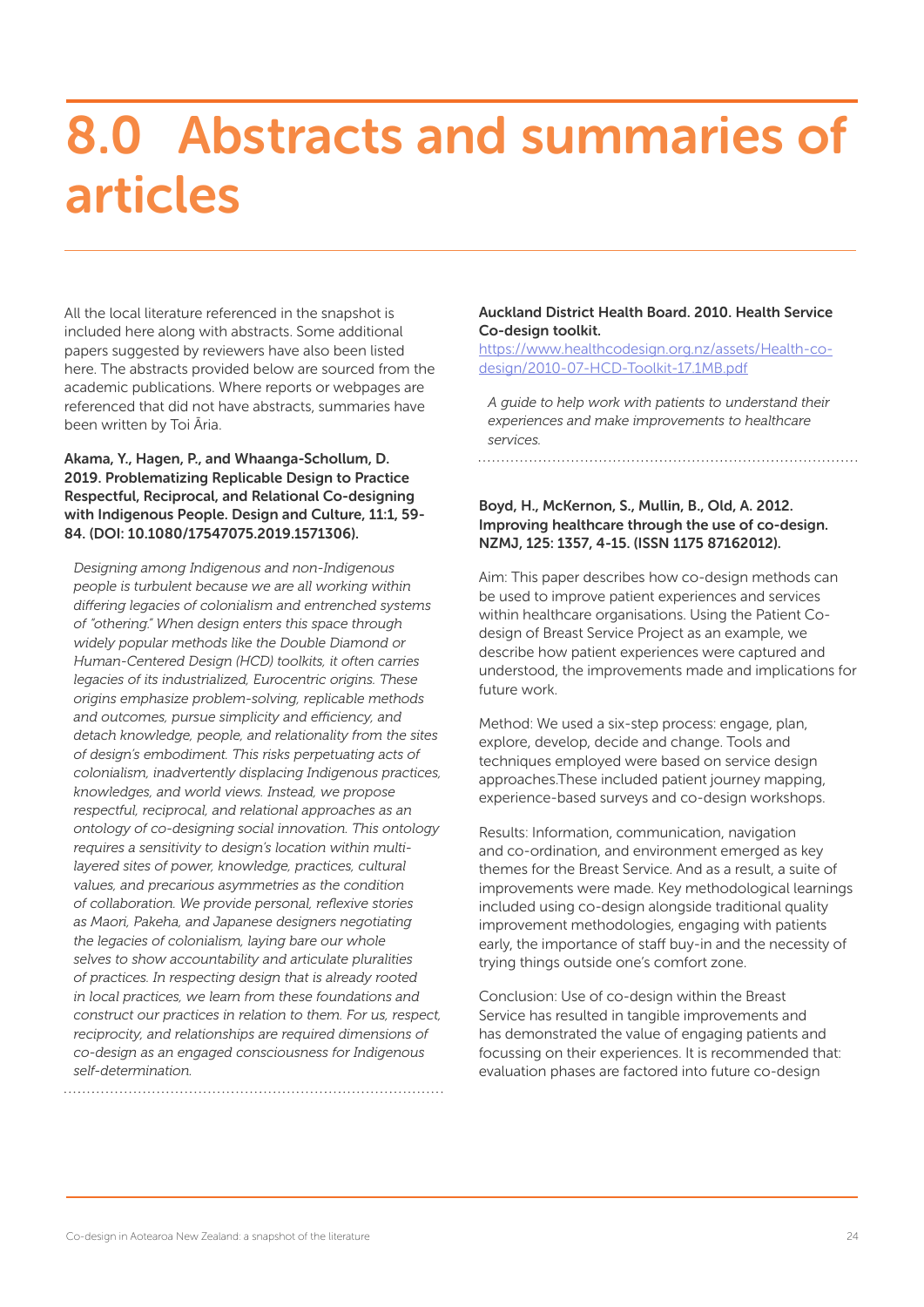# 8.0 Abstracts and summaries of articles

All the local literature referenced in the snapshot is included here along with abstracts. Some additional papers suggested by reviewers have also been listed here. The abstracts provided below are sourced from the academic publications. Where reports or webpages are referenced that did not have abstracts, summaries have been written by Toi Āria.

**Akama, Y., Hagen, P., and Whaanga-Schollum, D. 2019. Problematizing Replicable Design to Practice Respectful, Reciprocal, and Relational Co-designing with Indigenous People. Design and Culture, 11:1, 59-84. (DOI: 10.1080/17547075.2019.1571306).**

*Designing among Indigenous and non-Indigenous people is turbulent because we are all working within differing legacies of colonialism and entrenched systems of "othering." When design enters this space through widely popular methods like the Double Diamond or Human-Centered Design (HCD) toolkits, it often carries legacies of its industrialized, Eurocentric origins. These origins emphasize problem-solving, replicable methods and outcomes, pursue simplicity and efficiency, and detach knowledge, people, and relationality from the sites of design's embodiment. This risks perpetuating acts of colonialism, inadvertently displacing Indigenous practices, knowledges, and world views. Instead, we propose respectful, reciprocal, and relational approaches as an ontology of co-designing social innovation. This ontology requires a sensitivity to design's location within multi-layered sites of power, knowledge, practices, cultural values, and precarious asymmetries as the condition of collaboration. We provide personal, reflexive stories as Maori, Pakeha, and Japanese designers negotiating the legacies of colonialism, laying bare our whole selves to show accountability and articulate pluralities of practices. In respecting design that is already rooted in local practices, we learn from these foundations and construct our practices in relation to them. For us, respect, reciprocity, and relationships are required dimensions of co-design as an engaged consciousness for Indigenous self-determination.*

**Auckland District Health Board. 2010. Health Service Co-design toolkit.**

https://www.healthcodesign.org.nz/assets/Health-co-design/2010-07-HCD-Toolkit-17.1MB.pdf

*A guide to help work with patients to understand their experiences and make improvements to healthcare services.*

**Boyd, H., McKernon, S., Mullin, B., Old, A. 2012. Improving healthcare through the use of co-design. NZMJ, 125: 1357, 4-15. (ISSN 1175 87162012).**

Aim: This paper describes how co-design methods can be used to improve patient experiences and services within healthcare organisations. Using the Patient Co-design of Breast Service Project as an example, we describe how patient experiences were captured and understood, the improvements made and implications for future work.

Method: We used a six-step process: engage, plan, explore, develop, decide and change. Tools and techniques employed were based on service design approaches.These included patient journey mapping, experience-based surveys and co-design workshops.

Results: Information, communication, navigation and co-ordination, and environment emerged as key themes for the Breast Service. And as a result, a suite of improvements were made. Key methodological learnings included using co-design alongside traditional quality improvement methodologies, engaging with patients early, the importance of staff buy-in and the necessity of trying things outside one's comfort zone.

Conclusion: Use of co-design within the Breast Service has resulted in tangible improvements and has demonstrated the value of engaging patients and focussing on their experiences. It is recommended that: evaluation phases are factored into future co-design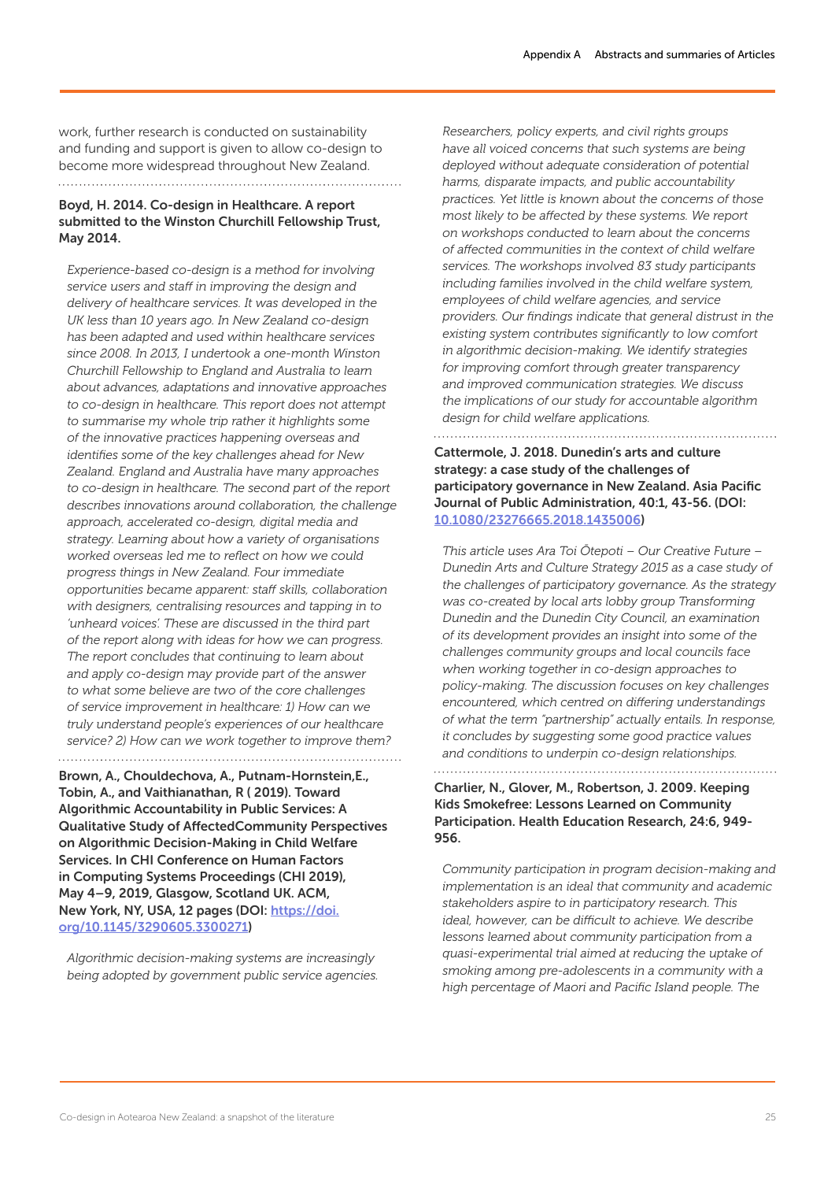work, further research is conducted on sustainability and funding and support is given to allow co-design to become more widespread throughout New Zealand.

**Boyd, H. 2014. Co-design in Healthcare. A report submitted to the Winston Churchill Fellowship Trust, May 2014.**

*Experience-based co-design is a method for involving service users and staff in improving the design and delivery of healthcare services. It was developed in the UK less than 10 years ago. In New Zealand co-design has been adapted and used within healthcare services since 2008. In 2013, I undertook a one-month Winston Churchill Fellowship to England and Australia to learn about advances, adaptations and innovative approaches to co-design in healthcare. This report does not attempt to summarise my whole trip rather it highlights some of the innovative practices happening overseas and identifies some of the key challenges ahead for New Zealand. England and Australia have many approaches to co-design in healthcare. The second part of the report describes innovations around collaboration, the challenge approach, accelerated co-design, digital media and strategy. Learning about how a variety of organisations worked overseas led me to reflect on how we could progress things in New Zealand. Four immediate opportunities became apparent: staff skills, collaboration with designers, centralising resources and tapping in to 'unheard voices'. These are discussed in the third part of the report along with ideas for how we can progress. The report concludes that continuing to learn about and apply co-design may provide part of the answer to what some believe are two of the core challenges of service improvement in healthcare: 1) How can we truly understand people's experiences of our healthcare service? 2) How can we work together to improve them?*

**Brown, A., Chouldechova, A., Putnam-Hornstein,E., Tobin, A., and Vaithianathan, R ( 2019). Toward Algorithmic Accountability in Public Services: A Qualitative Study of AffectedCommunity Perspectives on Algorithmic Decision-Making in Child Welfare Services. In CHI Conference on Human Factors in Computing Systems Proceedings (CHI 2019), May 4–9, 2019, Glasgow, Scotland UK. ACM, New York, NY, USA, 12 pages (DOI: [https://doi.org/10.1145/3290605.3300271](https://doi.org/10.1145/3290605.3300271))**

*Algorithmic decision-making systems are increasingly being adopted by government public service agencies. Researchers, policy experts, and civil rights groups have all voiced concerns that such systems are being deployed without adequate consideration of potential harms, disparate impacts, and public accountability practices. Yet little is known about the concerns of those most likely to be affected by these systems. We report on workshops conducted to learn about the concerns of affected communities in the context of child welfare services. The workshops involved 83 study participants including families involved in the child welfare system, employees of child welfare agencies, and service providers. Our findings indicate that general distrust in the existing system contributes significantly to low comfort in algorithmic decision-making. We identify strategies for improving comfort through greater transparency and improved communication strategies. We discuss the implications of our study for accountable algorithm design for child welfare applications.*

**Cattermole, J. 2018. Dunedin's arts and culture strategy: a case study of the challenges of participatory governance in New Zealand. Asia Pacific Journal of Public Administration, 40:1, 43-56. (DOI: [10.1080/23276665.2018.1435006](https://doi.org/10.1080/23276665.2018.1435006))**

*This article uses Ara Toi Ōtepoti – Our Creative Future – Dunedin Arts and Culture Strategy 2015 as a case study of the challenges of participatory governance. As the strategy was co-created by local arts lobby group Transforming Dunedin and the Dunedin City Council, an examination of its development provides an insight into some of the challenges community groups and local councils face when working together in co-design approaches to policy-making. The discussion focuses on key challenges encountered, which centred on differing understandings of what the term "partnership" actually entails. In response, it concludes by suggesting some good practice values and conditions to underpin co-design relationships.*

**Charlier, N., Glover, M., Robertson, J. 2009. Keeping Kids Smokefree: Lessons Learned on Community Participation. Health Education Research, 24:6, 949-956.**

*Community participation in program decision-making and implementation is an ideal that community and academic stakeholders aspire to in participatory research. This ideal, however, can be difficult to achieve. We describe lessons learned about community participation from a quasi-experimental trial aimed at reducing the uptake of smoking among pre-adolescents in a community with a high percentage of Maori and Pacific Island people. The*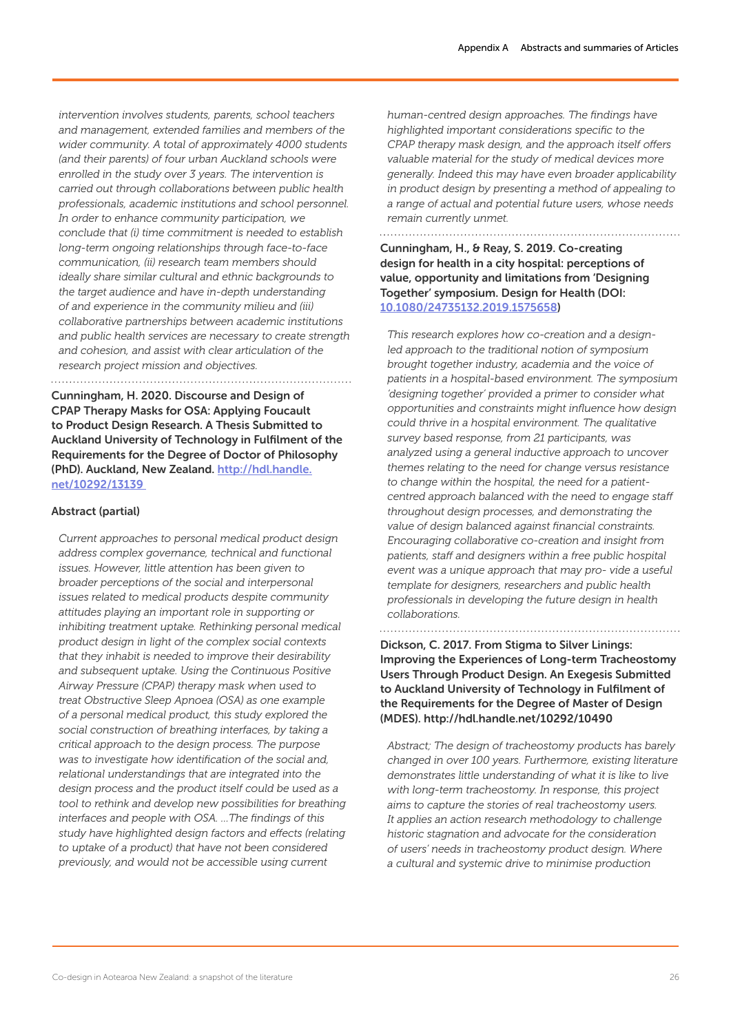*intervention involves students, parents, school teachers and management, extended families and members of the wider community. A total of approximately 4000 students (and their parents) of four urban Auckland schools were enrolled in the study over 3 years. The intervention is carried out through collaborations between public health professionals, academic institutions and school personnel. In order to enhance community participation, we conclude that (i) time commitment is needed to establish long-term ongoing relationships through face-to-face communication, (ii) research team members should ideally share similar cultural and ethnic backgrounds to the target audience and have in-depth understanding of and experience in the community milieu and (iii) collaborative partnerships between academic institutions and public health services are necessary to create strength and cohesion, and assist with clear articulation of the research project mission and objectives.*

**Cunningham, H. 2020. Discourse and Design of CPAP Therapy Masks for OSA: Applying Foucault to Product Design Research. A Thesis Submitted to Auckland University of Technology in Fulfilment of the Requirements for the Degree of Doctor of Philosophy (PhD). Auckland, New Zealand. [http://hdl.handle.net/10292/13139](http://hdl.handle.net/10292/13139)**

**Abstract (partial)**

*Current approaches to personal medical product design address complex governance, technical and functional issues. However, little attention has been given to broader perceptions of the social and interpersonal issues related to medical products despite community attitudes playing an important role in supporting or inhibiting treatment uptake. Rethinking personal medical product design in light of the complex social contexts that they inhabit is needed to improve their desirability and subsequent uptake. Using the Continuous Positive Airway Pressure (CPAP) therapy mask when used to treat Obstructive Sleep Apnoea (OSA) as one example of a personal medical product, this study explored the social construction of breathing interfaces, by taking a critical approach to the design process. The purpose was to investigate how identification of the social and, relational understandings that are integrated into the design process and the product itself could be used as a tool to rethink and develop new possibilities for breathing interfaces and people with OSA. ...The findings of this study have highlighted design factors and effects (relating to uptake of a product) that have not been considered previously, and would not be accessible using current human-centred design approaches. The findings have highlighted important considerations specific to the CPAP therapy mask design, and the approach itself offers valuable material for the study of medical devices more generally. Indeed this may have even broader applicability in product design by presenting a method of appealing to a range of actual and potential future users, whose needs remain currently unmet.*

**Cunningham, H., & Reay, S. 2019. Co-creating design for health in a city hospital: perceptions of value, opportunity and limitations from 'Designing Together' symposium. Design for Health (DOI: [10.1080/24735132.2019.1575658](https://doi.org/10.1080/24735132.2019.1575658))**

*This research explores how co-creation and a design-led approach to the traditional notion of symposium brought together industry, academia and the voice of patients in a hospital-based environment. The symposium 'designing together' provided a primer to consider what opportunities and constraints might influence how design could thrive in a hospital environment. The qualitative survey based response, from 21 participants, was analyzed using a general inductive approach to uncover themes relating to the need for change versus resistance to change within the hospital, the need for a patient-centred approach balanced with the need to engage staff throughout design processes, and demonstrating the value of design balanced against financial constraints. Encouraging collaborative co-creation and insight from patients, staff and designers within a free public hospital event was a unique approach that may pro- vide a useful template for designers, researchers and public health professionals in developing the future design in health collaborations.*

**Dickson, C. 2017. From Stigma to Silver Linings: Improving the Experiences of Long-term Tracheostomy Users Through Product Design. An Exegesis Submitted to Auckland University of Technology in Fulfilment of the Requirements for the Degree of Master of Design (MDES). http://hdl.handle.net/10292/10490**

*Abstract; The design of tracheostomy products has barely changed in over 100 years. Furthermore, existing literature demonstrates little understanding of what it is like to live with long-term tracheostomy. In response, this project aims to capture the stories of real tracheostomy users. It applies an action research methodology to challenge historic stagnation and advocate for the consideration of users' needs in tracheostomy product design. Where a cultural and systemic drive to minimise production*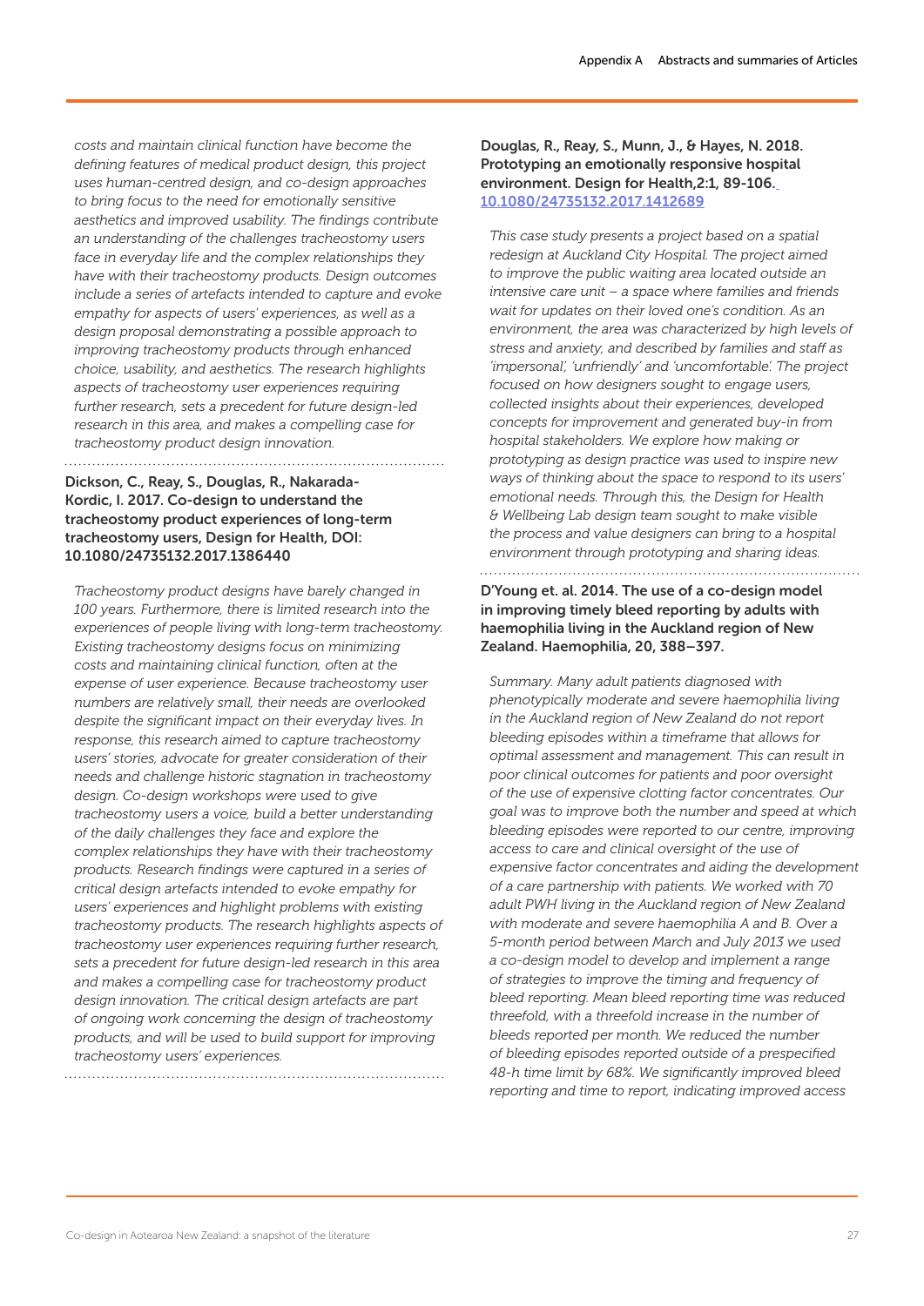*costs and maintain clinical function have become the defining features of medical product design, this project uses human-centred design, and co-design approaches to bring focus to the need for emotionally sensitive aesthetics and improved usability. The findings contribute an understanding of the challenges tracheostomy users face in everyday life and the complex relationships they have with their tracheostomy products. Design outcomes include a series of artefacts intended to capture and evoke empathy for aspects of users' experiences, as well as a design proposal demonstrating a possible approach to improving tracheostomy products through enhanced choice, usability, and aesthetics. The research highlights aspects of tracheostomy user experiences requiring further research, sets a precedent for future design-led research in this area, and makes a compelling case for tracheostomy product design innovation.*

**Dickson, C., Reay, S., Douglas, R., Nakarada-Kordic, I. 2017. Co-design to understand the tracheostomy product experiences of long-term tracheostomy users, Design for Health, DOI: 10.1080/24735132.2017.1386440**

*Tracheostomy product designs have barely changed in 100 years. Furthermore, there is limited research into the experiences of people living with long-term tracheostomy. Existing tracheostomy designs focus on minimizing costs and maintaining clinical function, often at the expense of user experience. Because tracheostomy user numbers are relatively small, their needs are overlooked despite the significant impact on their everyday lives. In response, this research aimed to capture tracheostomy users' stories, advocate for greater consideration of their needs and challenge historic stagnation in tracheostomy design. Co-design workshops were used to give tracheostomy users a voice, build a better understanding of the daily challenges they face and explore the complex relationships they have with their tracheostomy products. Research findings were captured in a series of critical design artefacts intended to evoke empathy for users' experiences and highlight problems with existing tracheostomy products. The research highlights aspects of tracheostomy user experiences requiring further research, sets a precedent for future design-led research in this area and makes a compelling case for tracheostomy product design innovation. The critical design artefacts are part of ongoing work concerning the design of tracheostomy products, and will be used to build support for improving tracheostomy users' experiences.*

**Douglas, R., Reay, S., Munn, J., & Hayes, N. 2018. Prototyping an emotionally responsive hospital environment. Design for Health,2:1, 89-106. [10.1080/24735132.2017.1412689](https://doi.org/10.1080/24735132.2017.1412689)**

*This case study presents a project based on a spatial redesign at Auckland City Hospital. The project aimed to improve the public waiting area located outside an intensive care unit – a space where families and friends wait for updates on their loved one's condition. As an environment, the area was characterized by high levels of stress and anxiety, and described by families and staff as 'impersonal', 'unfriendly' and 'uncomfortable'. The project focused on how designers sought to engage users, collected insights about their experiences, developed concepts for improvement and generated buy-in from hospital stakeholders. We explore how making or prototyping as design practice was used to inspire new ways of thinking about the space to respond to its users' emotional needs. Through this, the Design for Health & Wellbeing Lab design team sought to make visible the process and value designers can bring to a hospital environment through prototyping and sharing ideas.*

**D'Young et. al. 2014. The use of a co-design model in improving timely bleed reporting by adults with haemophilia living in the Auckland region of New Zealand. Haemophilia, 20, 388–397.**

*Summary. Many adult patients diagnosed with phenotypically moderate and severe haemophilia living in the Auckland region of New Zealand do not report bleeding episodes within a timeframe that allows for optimal assessment and management. This can result in poor clinical outcomes for patients and poor oversight of the use of expensive clotting factor concentrates. Our goal was to improve both the number and speed at which bleeding episodes were reported to our centre, improving access to care and clinical oversight of the use of expensive factor concentrates and aiding the development of a care partnership with patients. We worked with 70 adult PWH living in the Auckland region of New Zealand with moderate and severe haemophilia A and B. Over a 5-month period between March and July 2013 we used a co-design model to develop and implement a range of strategies to improve the timing and frequency of bleed reporting. Mean bleed reporting time was reduced threefold, with a threefold increase in the number of bleeds reported per month. We reduced the number of bleeding episodes reported outside of a prespecified 48-h time limit by 68%. We significantly improved bleed reporting and time to report, indicating improved access*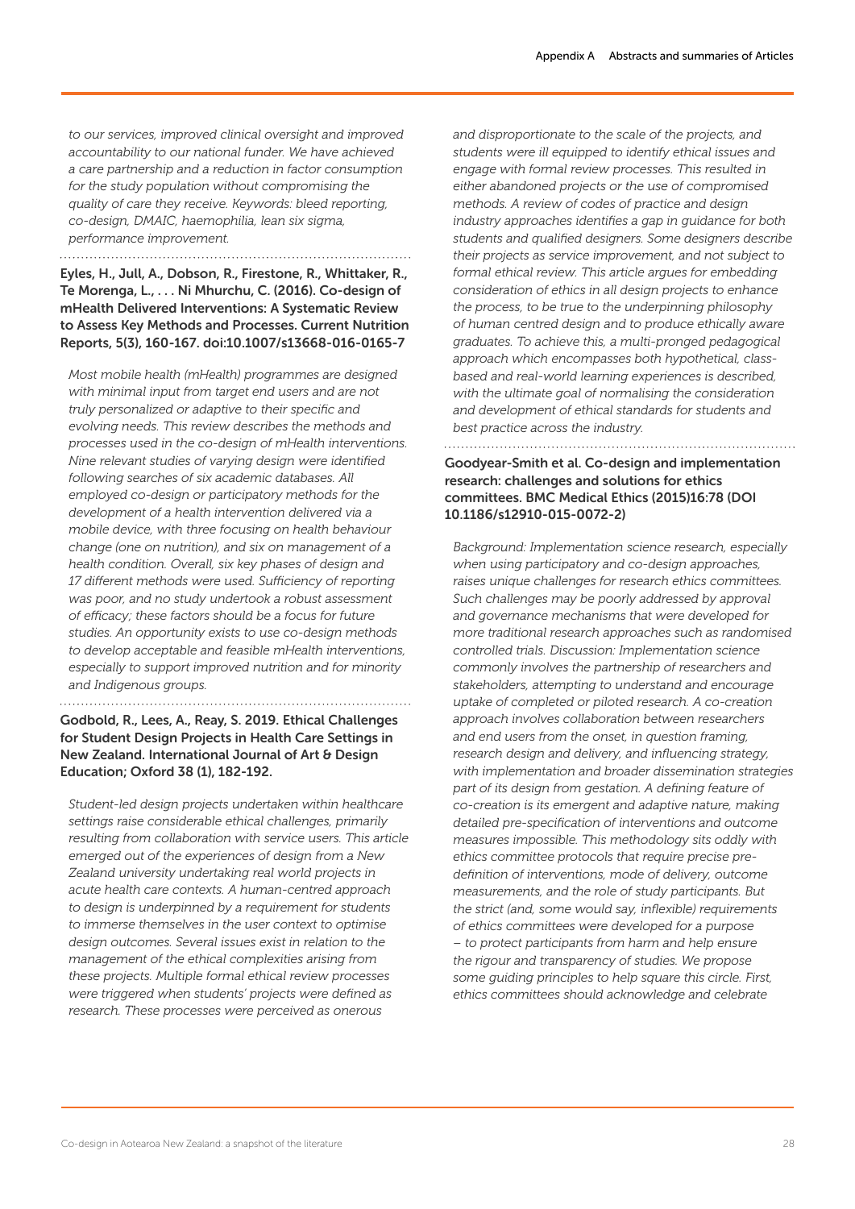*to our services, improved clinical oversight and improved accountability to our national funder. We have achieved a care partnership and a reduction in factor consumption for the study population without compromising the quality of care they receive. Keywords: bleed reporting, co-design, DMAIC, haemophilia, lean six sigma, performance improvement.*

**Eyles, H., Jull, A., Dobson, R., Firestone, R., Whittaker, R., Te Morenga, L., . . . Ni Mhurchu, C. (2016). Co-design of mHealth Delivered Interventions: A Systematic Review to Assess Key Methods and Processes. Current Nutrition Reports, 5(3), 160-167. doi:10.1007/s13668-016-0165-7**

*Most mobile health (mHealth) programmes are designed with minimal input from target end users and are not truly personalized or adaptive to their specific and evolving needs. This review describes the methods and processes used in the co-design of mHealth interventions. Nine relevant studies of varying design were identified following searches of six academic databases. All employed co-design or participatory methods for the development of a health intervention delivered via a mobile device, with three focusing on health behaviour change (one on nutrition), and six on management of a health condition. Overall, six key phases of design and 17 different methods were used. Sufficiency of reporting was poor, and no study undertook a robust assessment of efficacy; these factors should be a focus for future studies. An opportunity exists to use co-design methods to develop acceptable and feasible mHealth interventions, especially to support improved nutrition and for minority and Indigenous groups.*

**Godbold, R., Lees, A., Reay, S. 2019. Ethical Challenges for Student Design Projects in Health Care Settings in New Zealand. International Journal of Art & Design Education; Oxford 38 (1), 182-192.**

*Student-led design projects undertaken within healthcare settings raise considerable ethical challenges, primarily resulting from collaboration with service users. This article emerged out of the experiences of design from a New Zealand university undertaking real world projects in acute health care contexts. A human-centred approach to design is underpinned by a requirement for students to immerse themselves in the user context to optimise design outcomes. Several issues exist in relation to the management of the ethical complexities arising from these projects. Multiple formal ethical review processes were triggered when students' projects were defined as research. These processes were perceived as onerous and disproportionate to the scale of the projects, and students were ill equipped to identify ethical issues and engage with formal review processes. This resulted in either abandoned projects or the use of compromised methods. A review of codes of practice and design industry approaches identifies a gap in guidance for both students and qualified designers. Some designers describe their projects as service improvement, and not subject to formal ethical review. This article argues for embedding consideration of ethics in all design projects to enhance the process, to be true to the underpinning philosophy of human centred design and to produce ethically aware graduates. To achieve this, a multi-pronged pedagogical approach which encompasses both hypothetical, class-based and real-world learning experiences is described, with the ultimate goal of normalising the consideration and development of ethical standards for students and best practice across the industry.*

**Goodyear-Smith et al. Co-design and implementation research: challenges and solutions for ethics committees. BMC Medical Ethics (2015)16:78 (DOI 10.1186/s12910-015-0072-2)**

*Background: Implementation science research, especially when using participatory and co-design approaches, raises unique challenges for research ethics committees. Such challenges may be poorly addressed by approval and governance mechanisms that were developed for more traditional research approaches such as randomised controlled trials. Discussion: Implementation science commonly involves the partnership of researchers and stakeholders, attempting to understand and encourage uptake of completed or piloted research. A co-creation approach involves collaboration between researchers and end users from the onset, in question framing, research design and delivery, and influencing strategy, with implementation and broader dissemination strategies part of its design from gestation. A defining feature of co-creation is its emergent and adaptive nature, making detailed pre-specification of interventions and outcome measures impossible. This methodology sits oddly with ethics committee protocols that require precise pre-definition of interventions, mode of delivery, outcome measurements, and the role of study participants. But the strict (and, some would say, inflexible) requirements of ethics committees were developed for a purpose – to protect participants from harm and help ensure the rigour and transparency of studies. We propose some guiding principles to help square this circle. First, ethics committees should acknowledge and celebrate*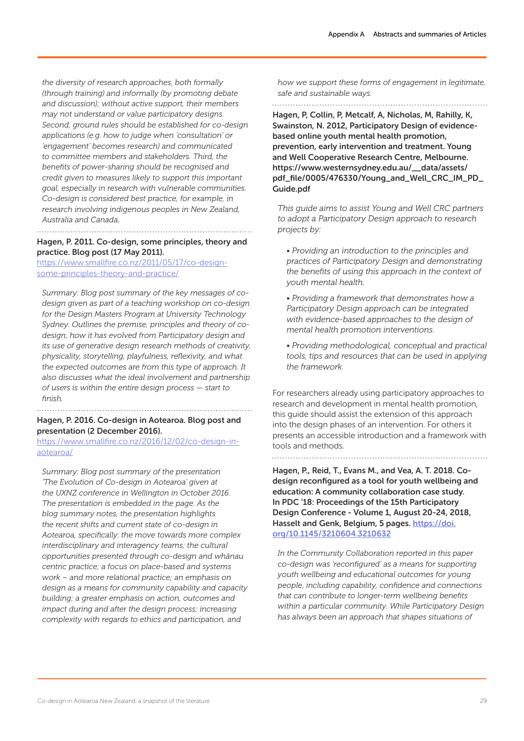*the diversity of research approaches, both formally (through training) and informally (by promoting debate and discussion); without active support, their members may not understand or value participatory designs. Second, ground rules should be established for co-design applications (e.g. how to judge when 'consultation' or 'engagement' becomes research) and communicated to committee members and stakeholders. Third, the benefits of power-sharing should be recognised and credit given to measures likely to support this important goal, especially in research with vulnerable communities. Co-design is considered best practice, for example, in research involving indigenous peoples in New Zealand, Australia and Canada.*

**Hagen, P. 2011. Co-design, some principles, theory and practice. Blog post (17 May 2011).**
[https://www.smallfire.co.nz/2011/05/17/co-design-some-principles-theory-and-practice/](https://www.smallfire.co.nz/2011/05/17/co-design-some-principles-theory-and-practice/)

*Summary: Blog post summary of the key messages of co-design given as part of a teaching workshop on co-design for the Design Masters Program at University Technology Sydney. Outlines the premise, principles and theory of co-design, how it has evolved from Participatory design and its use of generative design research methods of creativity, physicality, storytelling, playfulness, reflexivity, and what the expected outcomes are from this type of approach. It also discusses what the ideal involvement and partnership of users is within the entire design process — start to finish.*

**Hagen, P. 2016. Co-design in Aotearoa. Blog post and presentation (2 December 2016).**
[https://www.smallfire.co.nz/2016/12/02/co-design-in-aotearoa/](https://www.smallfire.co.nz/2016/12/02/co-design-in-aotearoa/)

*Summary: Blog post summary of the presentation 'The Evolution of Co-design in Aotearoa' given at the UXNZ conference in Wellington in October 2016. The presentation is embedded in the page. As the blog summary notes, the presentation highlights the recent shifts and current state of co-design in Aotearoa, specifically: the move towards more complex interdisciplinary and interagency teams; the cultural opportunities presented through co-design and whānau centric practice; a focus on place-based and systems work – and more relational practice; an emphasis on design as a means for community capability and capacity building; a greater emphasis on action, outcomes and impact during and after the design process; increasing complexity with regards to ethics and participation, and how we support these forms of engagement in legitimate, safe and sustainable ways.*

**Hagen, P, Collin, P, Metcalf, A, Nicholas, M, Rahilly, K, Swainston, N. 2012, Participatory Design of evidence-based online youth mental health promotion, prevention, early intervention and treatment. Young and Well Cooperative Research Centre, Melbourne. https://www.westernsydney.edu.au/__data/assets/pdf_file/0005/476330/Young_and_Well_CRC_IM_PD_Guide.pdf**

*This guide aims to assist Young and Well CRC partners to adopt a Participatory Design approach to research projects by:*

- *Providing an introduction to the principles and practices of Participatory Design and demonstrating the benefits of using this approach in the context of youth mental health.*
- *Providing a framework that demonstrates how a Participatory Design approach can be integrated with evidence-based approaches to the design of mental health promotion interventions.*
- *Providing methodological, conceptual and practical tools, tips and resources that can be used in applying the framework.*

For researchers already using participatory approaches to research and development in mental health promotion, this guide should assist the extension of this approach into the design phases of an intervention. For others it presents an accessible introduction and a framework with tools and methods.

**Hagen, P., Reid, T., Evans M., and Vea, A. T. 2018. Co-design reconfigured as a tool for youth wellbeing and education: A community collaboration case study. In PDC '18: Proceedings of the 15th Participatory Design Conference - Volume 1, August 20-24, 2018, Hasselt and Genk, Belgium, 5 pages. [https://doi.org/10.1145/3210604.3210632](https://doi.org/10.1145/3210604.3210632)**

*In the Community Collaboration reported in this paper co-design was 'reconfigured' as a means for supporting youth wellbeing and educational outcomes for young people, including capability, confidence and connections that can contribute to longer-term wellbeing benefits within a particular community. While Participatory Design has always been an approach that shapes situations of*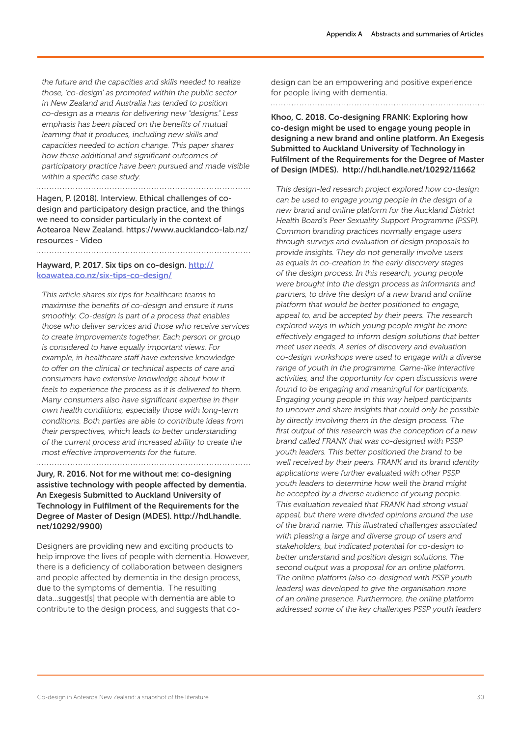*the future and the capacities and skills needed to realize those, 'co-design' as promoted within the public sector in New Zealand and Australia has tended to position co-design as a means for delivering new "designs." Less emphasis has been placed on the benefits of mutual learning that it produces, including new skills and capacities needed to action change. This paper shares how these additional and significant outcomes of participatory practice have been pursued and made visible within a specific case study.*

Hagen, P. (2018). Interview. Ethical challenges of co-design and participatory design practice, and the things we need to consider particularly in the context of Aotearoa New Zealand. https://www.aucklandco-lab.nz/resources - Video

**Hayward, P. 2017. Six tips on co-design. [http://koawatea.co.nz/six-tips-co-design/](http://koawatea.co.nz/six-tips-co-design/)**

*This article shares six tips for healthcare teams to maximise the benefits of co-design and ensure it runs smoothly. Co-design is part of a process that enables those who deliver services and those who receive services to create improvements together. Each person or group is considered to have equally important views. For example, in healthcare staff have extensive knowledge to offer on the clinical or technical aspects of care and consumers have extensive knowledge about how it feels to experience the process as it is delivered to them. Many consumers also have significant expertise in their own health conditions, especially those with long-term conditions. Both parties are able to contribute ideas from their perspectives, which leads to better understanding of the current process and increased ability to create the most effective improvements for the future.*

**Jury, R. 2016. Not for me without me: co-designing assistive technology with people affected by dementia. An Exegesis Submitted to Auckland University of Technology in Fulfilment of the Requirements for the Degree of Master of Design (MDES). http://hdl.handle.net/10292/9900)**

Designers are providing new and exciting products to help improve the lives of people with dementia. However, there is a deficiency of collaboration between designers and people affected by dementia in the design process, due to the symptoms of dementia. The resulting data…suggest[s] that people with dementia are able to contribute to the design process, and suggests that co-design can be an empowering and positive experience for people living with dementia.

**Khoo, C. 2018. Co-designing FRANK: Exploring how co-design might be used to engage young people in designing a new brand and online platform. An Exegesis Submitted to Auckland University of Technology in Fulfilment of the Requirements for the Degree of Master of Design (MDES). http://hdl.handle.net/10292/11662**

*This design-led research project explored how co-design can be used to engage young people in the design of a new brand and online platform for the Auckland District Health Board's Peer Sexuality Support Programme (PSSP). Common branding practices normally engage users through surveys and evaluation of design proposals to provide insights. They do not generally involve users as equals in co-creation in the early discovery stages of the design process. In this research, young people were brought into the design process as informants and partners, to drive the design of a new brand and online platform that would be better positioned to engage, appeal to, and be accepted by their peers. The research explored ways in which young people might be more effectively engaged to inform design solutions that better meet user needs. A series of discovery and evaluation co-design workshops were used to engage with a diverse range of youth in the programme. Game-like interactive activities, and the opportunity for open discussions were found to be engaging and meaningful for participants. Engaging young people in this way helped participants to uncover and share insights that could only be possible by directly involving them in the design process. The first output of this research was the conception of a new brand called FRANK that was co-designed with PSSP youth leaders. This better positioned the brand to be well received by their peers. FRANK and its brand identity applications were further evaluated with other PSSP youth leaders to determine how well the brand might be accepted by a diverse audience of young people. This evaluation revealed that FRANK had strong visual appeal, but there were divided opinions around the use of the brand name. This illustrated challenges associated with pleasing a large and diverse group of users and stakeholders, but indicated potential for co-design to better understand and position design solutions. The second output was a proposal for an online platform. The online platform (also co-designed with PSSP youth leaders) was developed to give the organisation more of an online presence. Furthermore, the online platform addressed some of the key challenges PSSP youth leaders*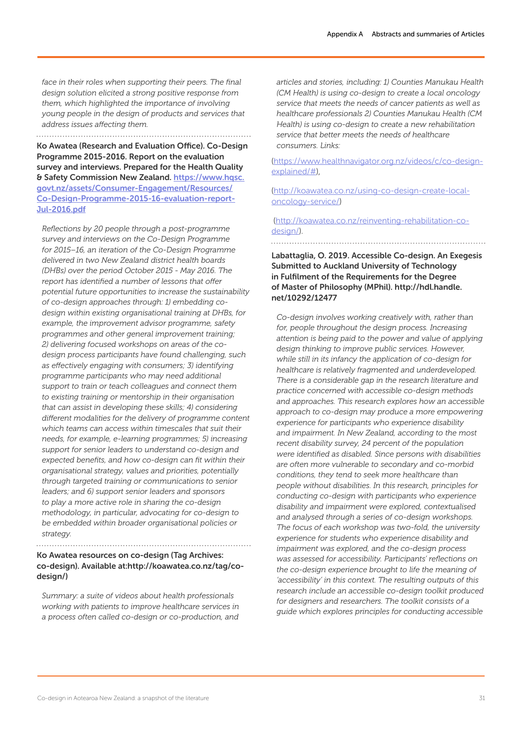*face in their roles when supporting their peers. The final design solution elicited a strong positive response from them, which highlighted the importance of involving young people in the design of products and services that address issues affecting them.*

**Ko Awatea (Research and Evaluation Office). Co-Design Programme 2015-2016. Report on the evaluation survey and interviews. Prepared for the Health Quality & Safety Commission New Zealand. [https://www.hqsc.govt.nz/assets/Consumer-Engagement/Resources/Co-Design-Programme-2015-16-evaluation-report-Jul-2016.pdf](https://www.hqsc.govt.nz/assets/Consumer-Engagement/Resources/Co-Design-Programme-2015-16-evaluation-report-Jul-2016.pdf)**

*Reflections by 20 people through a post-programme survey and interviews on the Co-Design Programme for 2015–16, an iteration of the Co-Design Programme delivered in two New Zealand district health boards (DHBs) over the period October 2015 - May 2016. The report has identified a number of lessons that offer potential future opportunities to increase the sustainability of co-design approaches through: 1) embedding co-design within existing organisational training at DHBs, for example, the improvement advisor programme, safety programmes and other general improvement training; 2) delivering focused workshops on areas of the co-design process participants have found challenging, such as effectively engaging with consumers; 3) identifying programme participants who may need additional support to train or teach colleagues and connect them to existing training or mentorship in their organisation that can assist in developing these skills; 4) considering different modalities for the delivery of programme content which teams can access within timescales that suit their needs, for example, e-learning programmes; 5) increasing support for senior leaders to understand co-design and expected benefits, and how co-design can fit within their organisational strategy, values and priorities, potentially through targeted training or communications to senior leaders; and 6) support senior leaders and sponsors to play a more active role in sharing the co-design methodology, in particular, advocating for co-design to be embedded within broader organisational policies or strategy.*

**Ko Awatea resources on co-design (Tag Archives: co-design). Available at:http://koawatea.co.nz/tag/co-design/)**

*Summary: a suite of videos about health professionals working with patients to improve healthcare services in a process often called co-design or co-production, and articles and stories, including: 1) Counties Manukau Health (CM Health) is using co-design to create a local oncology service that meets the needs of cancer patients as well as healthcare professionals 2) Counties Manukau Health (CM Health) is using co-design to create a new rehabilitation service that better meets the needs of healthcare consumers. Links:*

([https://www.healthnavigator.org.nz/videos/c/co-design-explained/#](https://www.healthnavigator.org.nz/videos/c/co-design-explained/#)),

([http://koawatea.co.nz/using-co-design-create-local-oncology-service/](http://koawatea.co.nz/using-co-design-create-local-oncology-service/))

([http://koawatea.co.nz/reinventing-rehabilitation-co-design/](http://koawatea.co.nz/reinventing-rehabilitation-co-design/)).

**Labattaglia, O. 2019. Accessible Co-design. An Exegesis Submitted to Auckland University of Technology in Fulfilment of the Requirements for the Degree of Master of Philosophy (MPhil). http://hdl.handle.net/10292/12477**

*Co-design involves working creatively with, rather than for, people throughout the design process. Increasing attention is being paid to the power and value of applying design thinking to improve public services. However, while still in its infancy the application of co-design for healthcare is relatively fragmented and underdeveloped. There is a considerable gap in the research literature and practice concerned with accessible co-design methods and approaches. This research explores how an accessible approach to co-design may produce a more empowering experience for participants who experience disability and impairment. In New Zealand, according to the most recent disability survey, 24 percent of the population were identified as disabled. Since persons with disabilities are often more vulnerable to secondary and co-morbid conditions, they tend to seek more healthcare than people without disabilities. In this research, principles for conducting co-design with participants who experience disability and impairment were explored, contextualised and analysed through a series of co-design workshops. The focus of each workshop was two-fold, the university experience for students who experience disability and impairment was explored, and the co-design process was assessed for accessibility. Participants' reflections on the co-design experience brought to life the meaning of 'accessibility' in this context. The resulting outputs of this research include an accessible co-design toolkit produced for designers and researchers. The toolkit consists of a guide which explores principles for conducting accessible*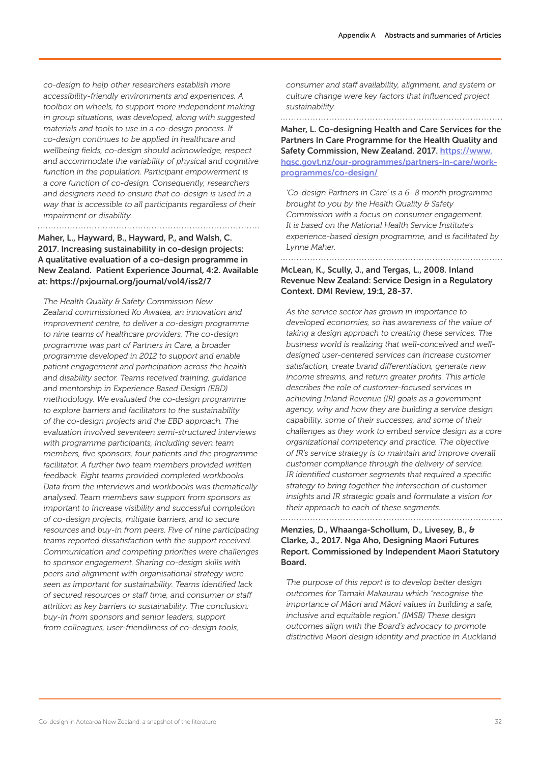*co-design to help other researchers establish more accessibility-friendly environments and experiences. A toolbox on wheels, to support more independent making in group situations, was developed, along with suggested materials and tools to use in a co-design process. If co-design continues to be applied in healthcare and wellbeing fields, co-design should acknowledge, respect and accommodate the variability of physical and cognitive function in the population. Participant empowerment is a core function of co-design. Consequently, researchers and designers need to ensure that co-design is used in a way that is accessible to all participants regardless of their impairment or disability.*

**Maher, L., Hayward, B., Hayward, P., and Walsh, C. 2017. Increasing sustainability in co-design projects: A qualitative evaluation of a co-design programme in New Zealand. Patient Experience Journal, 4:2. Available at: https://pxjournal.org/journal/vol4/iss2/7**

*The Health Quality & Safety Commission New Zealand commissioned Ko Awatea, an innovation and improvement centre, to deliver a co-design programme to nine teams of healthcare providers. The co-design programme was part of Partners in Care, a broader programme developed in 2012 to support and enable patient engagement and participation across the health and disability sector. Teams received training, guidance and mentorship in Experience Based Design (EBD) methodology. We evaluated the co-design programme to explore barriers and facilitators to the sustainability of the co-design projects and the EBD approach. The evaluation involved seventeen semi-structured interviews with programme participants, including seven team members, five sponsors, four patients and the programme facilitator. A further two team members provided written feedback. Eight teams provided completed workbooks. Data from the interviews and workbooks was thematically analysed. Team members saw support from sponsors as important to increase visibility and successful completion of co-design projects, mitigate barriers, and to secure resources and buy-in from peers. Five of nine participating teams reported dissatisfaction with the support received. Communication and competing priorities were challenges to sponsor engagement. Sharing co-design skills with peers and alignment with organisational strategy were seen as important for sustainability. Teams identified lack of secured resources or staff time, and consumer or staff attrition as key barriers to sustainability. The conclusion: buy-in from sponsors and senior leaders, support from colleagues, user-friendliness of co-design tools, consumer and staff availability, alignment, and system or culture change were key factors that influenced project sustainability.*

**Maher, L. Co-designing Health and Care Services for the Partners In Care Programme for the Health Quality and Safety Commission, New Zealand. 2017. [https://www.hqsc.govt.nz/our-programmes/partners-in-care/work-programmes/co-design/](https://www.hqsc.govt.nz/our-programmes/partners-in-care/work-programmes/co-design/)**

*'Co-design Partners in Care' is a 6–8 month programme brought to you by the Health Quality & Safety Commission with a focus on consumer engagement. It is based on the National Health Service Institute's experience-based design programme, and is facilitated by Lynne Maher.*

**McLean, K., Scully, J., and Tergas, L., 2008. Inland Revenue New Zealand: Service Design in a Regulatory Context. DMI Review, 19:1, 28-37.**

*As the service sector has grown in importance to developed economies, so has awareness of the value of taking a design approach to creating these services. The business world is realizing that well-conceived and well-designed user-centered services can increase customer satisfaction, create brand differentiation, generate new income streams, and return greater profits. This article describes the role of customer-focused services in achieving Inland Revenue (IR) goals as a government agency, why and how they are building a service design capability, some of their successes, and some of their challenges as they work to embed service design as a core organizational competency and practice. The objective of IR's service strategy is to maintain and improve overall customer compliance through the delivery of service. IR identified customer segments that required a specific strategy to bring together the intersection of customer insights and IR strategic goals and formulate a vision for their approach to each of these segments.*

**Menzies, D., Whaanga-Schollum, D., Livesey, B., & Clarke, J., 2017. Nga Aho, Designing Maori Futures Report. Commissioned by Independent Maori Statutory Board.**

*The purpose of this report is to develop better design outcomes for Tamaki Makaurau which "recognise the importance of Māori and Māori values in building a safe, inclusive and equitable region." (IMSB) These design outcomes align with the Board's advocacy to promote distinctive Maori design identity and practice in Auckland*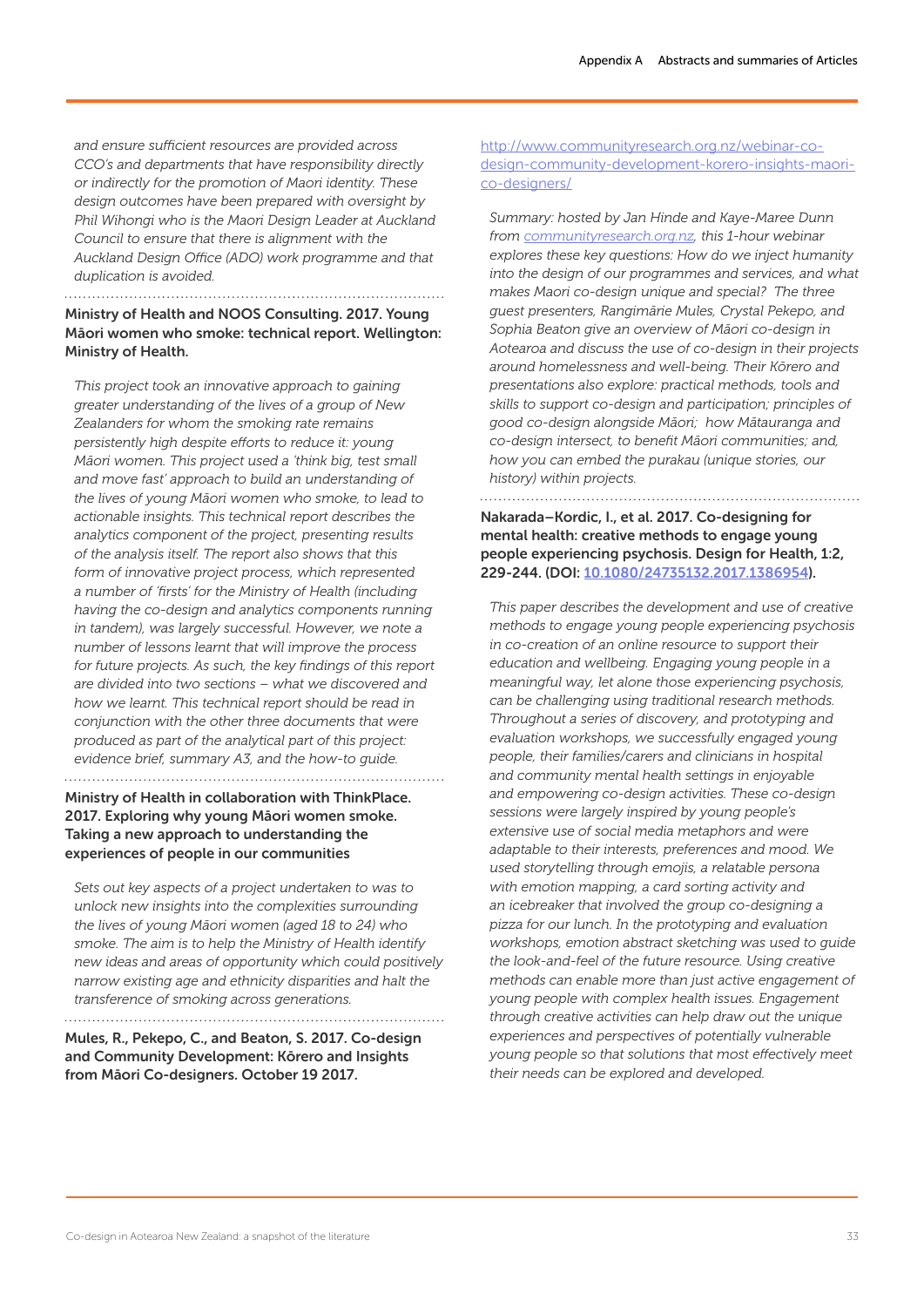*and ensure sufficient resources are provided across CCO's and departments that have responsibility directly or indirectly for the promotion of Maori identity. These design outcomes have been prepared with oversight by Phil Wihongi who is the Maori Design Leader at Auckland Council to ensure that there is alignment with the Auckland Design Office (ADO) work programme and that duplication is avoided.*

**Ministry of Health and NOOS Consulting. 2017. Young Māori women who smoke: technical report. Wellington: Ministry of Health.**

*This project took an innovative approach to gaining greater understanding of the lives of a group of New Zealanders for whom the smoking rate remains persistently high despite efforts to reduce it: young Māori women. This project used a 'think big, test small and move fast' approach to build an understanding of the lives of young Māori women who smoke, to lead to actionable insights. This technical report describes the analytics component of the project, presenting results of the analysis itself. The report also shows that this form of innovative project process, which represented a number of 'firsts' for the Ministry of Health (including having the co-design and analytics components running in tandem), was largely successful. However, we note a number of lessons learnt that will improve the process for future projects. As such, the key findings of this report are divided into two sections – what we discovered and how we learnt. This technical report should be read in conjunction with the other three documents that were produced as part of the analytical part of this project: evidence brief, summary A3, and the how-to guide.*

**Ministry of Health in collaboration with ThinkPlace. 2017. Exploring why young Māori women smoke. Taking a new approach to understanding the experiences of people in our communities**

*Sets out key aspects of a project undertaken to was to unlock new insights into the complexities surrounding the lives of young Māori women (aged 18 to 24) who smoke. The aim is to help the Ministry of Health identify new ideas and areas of opportunity which could positively narrow existing age and ethnicity disparities and halt the transference of smoking across generations.*

**Mules, R., Pekepo, C., and Beaton, S. 2017. Co-design and Community Development: Kōrero and Insights from Māori Co-designers. October 19 2017.**

http://www.communityresearch.org.nz/webinar-co-design-community-development-korero-insights-maori-co-designers/

*Summary: hosted by Jan Hinde and Kaye-Maree Dunn from communityresearch.org.nz, this 1-hour webinar explores these key questions: How do we inject humanity into the design of our programmes and services, and what makes Maori co-design unique and special? The three guest presenters, Rangimārie Mules, Crystal Pekepo, and Sophia Beaton give an overview of Māori co-design in Aotearoa and discuss the use of co-design in their projects around homelessness and well-being. Their Kōrero and presentations also explore: practical methods, tools and skills to support co-design and participation; principles of good co-design alongside Māori; how Mātauranga and co-design intersect, to benefit Māori communities; and, how you can embed the purakau (unique stories, our history) within projects.*

**Nakarada–Kordic, I., et al. 2017. Co-designing for mental health: creative methods to engage young people experiencing psychosis. Design for Health, 1:2, 229-244. (DOI: 10.1080/24735132.2017.1386954).**

*This paper describes the development and use of creative methods to engage young people experiencing psychosis in co-creation of an online resource to support their education and wellbeing. Engaging young people in a meaningful way, let alone those experiencing psychosis, can be challenging using traditional research methods. Throughout a series of discovery, and prototyping and evaluation workshops, we successfully engaged young people, their families/carers and clinicians in hospital and community mental health settings in enjoyable and empowering co-design activities. These co-design sessions were largely inspired by young people's extensive use of social media metaphors and were adaptable to their interests, preferences and mood. We used storytelling through emojis, a relatable persona with emotion mapping, a card sorting activity and an icebreaker that involved the group co-designing a pizza for our lunch. In the prototyping and evaluation workshops, emotion abstract sketching was used to guide the look-and-feel of the future resource. Using creative methods can enable more than just active engagement of young people with complex health issues. Engagement through creative activities can help draw out the unique experiences and perspectives of potentially vulnerable young people so that solutions that most effectively meet their needs can be explored and developed.*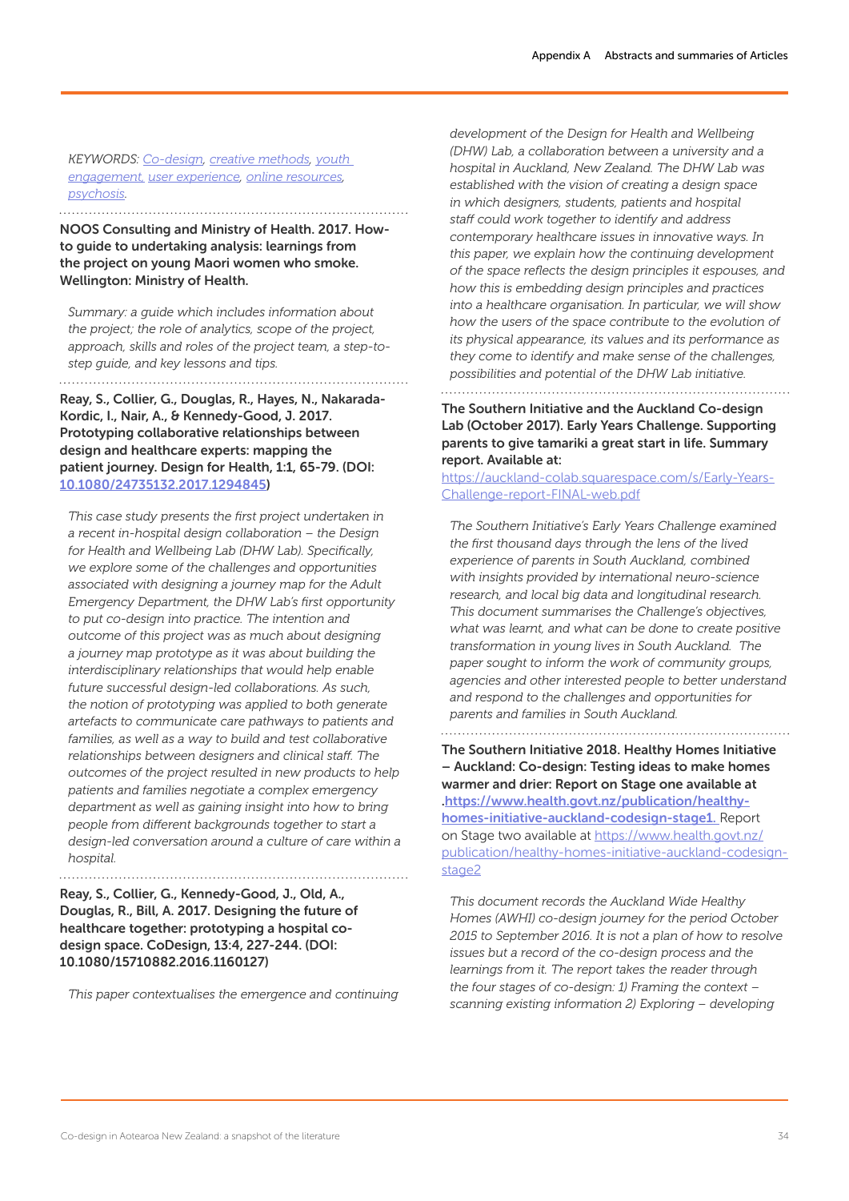*KEYWORDS: Co-design, creative methods, youth engagement, user experience, online resources, psychosis.*

**NOOS Consulting and Ministry of Health. 2017. How-to guide to undertaking analysis: learnings from the project on young Maori women who smoke. Wellington: Ministry of Health.**

*Summary: a guide which includes information about the project; the role of analytics, scope of the project, approach, skills and roles of the project team, a step-to-step guide, and key lessons and tips.*

**Reay, S., Collier, G., Douglas, R., Hayes, N., Nakarada-Kordic, I., Nair, A., & Kennedy-Good, J. 2017. Prototyping collaborative relationships between design and healthcare experts: mapping the patient journey. Design for Health, 1:1, 65-79. (DOI: 10.1080/24735132.2017.1294845)**

*This case study presents the first project undertaken in a recent in-hospital design collaboration – the Design for Health and Wellbeing Lab (DHW Lab). Specifically, we explore some of the challenges and opportunities associated with designing a journey map for the Adult Emergency Department, the DHW Lab's first opportunity to put co-design into practice. The intention and outcome of this project was as much about designing a journey map prototype as it was about building the interdisciplinary relationships that would help enable future successful design-led collaborations. As such, the notion of prototyping was applied to both generate artefacts to communicate care pathways to patients and families, as well as a way to build and test collaborative relationships between designers and clinical staff. The outcomes of the project resulted in new products to help patients and families negotiate a complex emergency department as well as gaining insight into how to bring people from different backgrounds together to start a design-led conversation around a culture of care within a hospital.*

**Reay, S., Collier, G., Kennedy-Good, J., Old, A., Douglas, R., Bill, A. 2017. Designing the future of healthcare together: prototyping a hospital co-design space. CoDesign, 13:4, 227-244. (DOI: 10.1080/15710882.2016.1160127)**

*This paper contextualises the emergence and continuing development of the Design for Health and Wellbeing (DHW) Lab, a collaboration between a university and a hospital in Auckland, New Zealand. The DHW Lab was established with the vision of creating a design space in which designers, students, patients and hospital staff could work together to identify and address contemporary healthcare issues in innovative ways. In this paper, we explain how the continuing development of the space reflects the design principles it espouses, and how this is embedding design principles and practices into a healthcare organisation. In particular, we will show how the users of the space contribute to the evolution of its physical appearance, its values and its performance as they come to identify and make sense of the challenges, possibilities and potential of the DHW Lab initiative.*

**The Southern Initiative and the Auckland Co-design Lab (October 2017). Early Years Challenge. Supporting parents to give tamariki a great start in life. Summary report. Available at:**
https://auckland-colab.squarespace.com/s/Early-Years-Challenge-report-FINAL-web.pdf

*The Southern Initiative's Early Years Challenge examined the first thousand days through the lens of the lived experience of parents in South Auckland, combined with insights provided by international neuro-science research, and local big data and longitudinal research. This document summarises the Challenge's objectives, what was learnt, and what can be done to create positive transformation in young lives in South Auckland. The paper sought to inform the work of community groups, agencies and other interested people to better understand and respond to the challenges and opportunities for parents and families in South Auckland.*

**The Southern Initiative 2018. Healthy Homes Initiative – Auckland: Co-design: Testing ideas to make homes warmer and drier: Report on Stage one available at .https://www.health.govt.nz/publication/healthy-homes-initiative-auckland-codesign-stage1.** Report on Stage two available at https://www.health.govt.nz/publication/healthy-homes-initiative-auckland-codesign-stage2

*This document records the Auckland Wide Healthy Homes (AWHI) co-design journey for the period October 2015 to September 2016. It is not a plan of how to resolve issues but a record of the co-design process and the learnings from it. The report takes the reader through the four stages of co-design: 1) Framing the context – scanning existing information 2) Exploring – developing*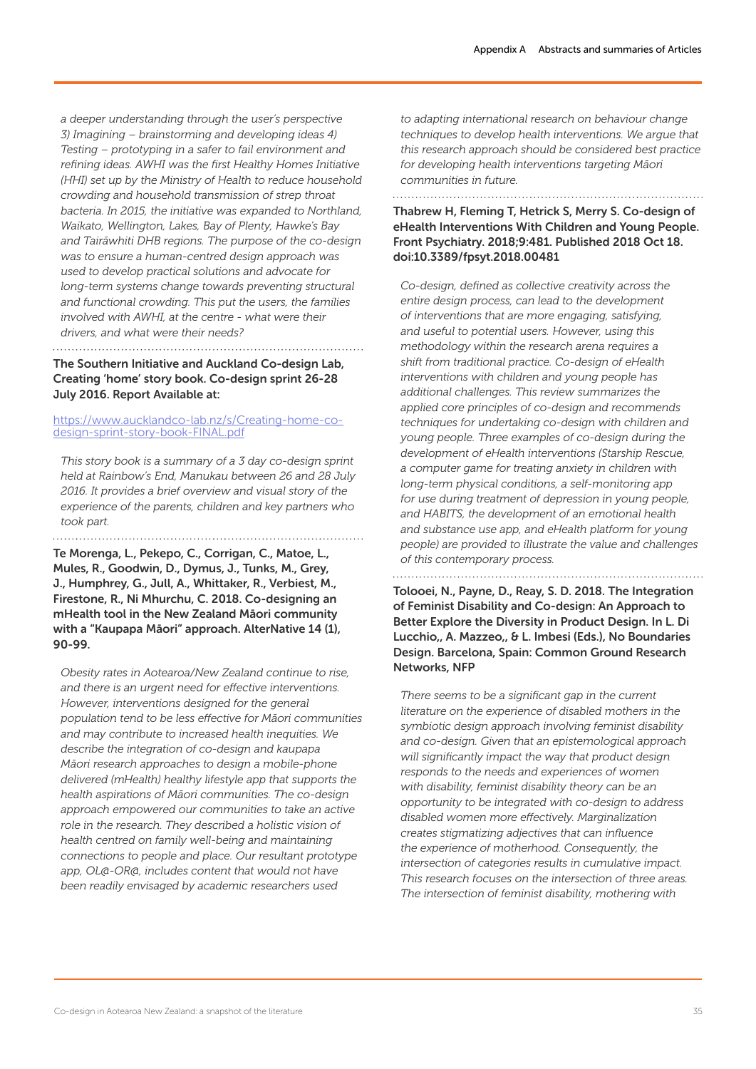*a deeper understanding through the user's perspective 3) Imagining – brainstorming and developing ideas 4) Testing – prototyping in a safer to fail environment and refining ideas. AWHI was the first Healthy Homes Initiative (HHI) set up by the Ministry of Health to reduce household crowding and household transmission of strep throat bacteria. In 2015, the initiative was expanded to Northland, Waikato, Wellington, Lakes, Bay of Plenty, Hawke's Bay and Tairāwhiti DHB regions. The purpose of the co-design was to ensure a human-centred design approach was used to develop practical solutions and advocate for long-term systems change towards preventing structural and functional crowding. This put the users, the families involved with AWHI, at the centre - what were their drivers, and what were their needs?*

**The Southern Initiative and Auckland Co-design Lab, Creating 'home' story book. Co-design sprint 26-28 July 2016. Report Available at:**

https://www.aucklandco-lab.nz/s/Creating-home-co-design-sprint-story-book-FINAL.pdf

*This story book is a summary of a 3 day co-design sprint held at Rainbow's End, Manukau between 26 and 28 July 2016. It provides a brief overview and visual story of the experience of the parents, children and key partners who took part.*

**Te Morenga, L., Pekepo, C., Corrigan, C., Matoe, L., Mules, R., Goodwin, D., Dymus, J., Tunks, M., Grey, J., Humphrey, G., Jull, A., Whittaker, R., Verbiest, M., Firestone, R., Ni Mhurchu, C. 2018. Co-designing an mHealth tool in the New Zealand Māori community with a "Kaupapa Māori" approach. AlterNative 14 (1), 90-99.**

*Obesity rates in Aotearoa/New Zealand continue to rise, and there is an urgent need for effective interventions. However, interventions designed for the general population tend to be less effective for Māori communities and may contribute to increased health inequities. We describe the integration of co-design and kaupapa Māori research approaches to design a mobile-phone delivered (mHealth) healthy lifestyle app that supports the health aspirations of Māori communities. The co-design approach empowered our communities to take an active role in the research. They described a holistic vision of health centred on family well-being and maintaining connections to people and place. Our resultant prototype app, OL@-OR@, includes content that would not have been readily envisaged by academic researchers used to adapting international research on behaviour change techniques to develop health interventions. We argue that this research approach should be considered best practice for developing health interventions targeting Māori communities in future.*

**Thabrew H, Fleming T, Hetrick S, Merry S. Co-design of eHealth Interventions With Children and Young People. Front Psychiatry. 2018;9:481. Published 2018 Oct 18. doi:10.3389/fpsyt.2018.00481**

*Co-design, defined as collective creativity across the entire design process, can lead to the development of interventions that are more engaging, satisfying, and useful to potential users. However, using this methodology within the research arena requires a shift from traditional practice. Co-design of eHealth interventions with children and young people has additional challenges. This review summarizes the applied core principles of co-design and recommends techniques for undertaking co-design with children and young people. Three examples of co-design during the development of eHealth interventions (Starship Rescue, a computer game for treating anxiety in children with long-term physical conditions, a self-monitoring app for use during treatment of depression in young people, and HABITS, the development of an emotional health and substance use app, and eHealth platform for young people) are provided to illustrate the value and challenges of this contemporary process.*

**Tolooei, N., Payne, D., Reay, S. D. 2018. The Integration of Feminist Disability and Co-design: An Approach to Better Explore the Diversity in Product Design. In L. Di Lucchio,, A. Mazzeo,, & L. Imbesi (Eds.), No Boundaries Design. Barcelona, Spain: Common Ground Research Networks, NFP**

*There seems to be a significant gap in the current literature on the experience of disabled mothers in the symbiotic design approach involving feminist disability and co-design. Given that an epistemological approach will significantly impact the way that product design responds to the needs and experiences of women with disability, feminist disability theory can be an opportunity to be integrated with co-design to address disabled women more effectively. Marginalization creates stigmatizing adjectives that can influence the experience of motherhood. Consequently, the intersection of categories results in cumulative impact. This research focuses on the intersection of three areas. The intersection of feminist disability, mothering with*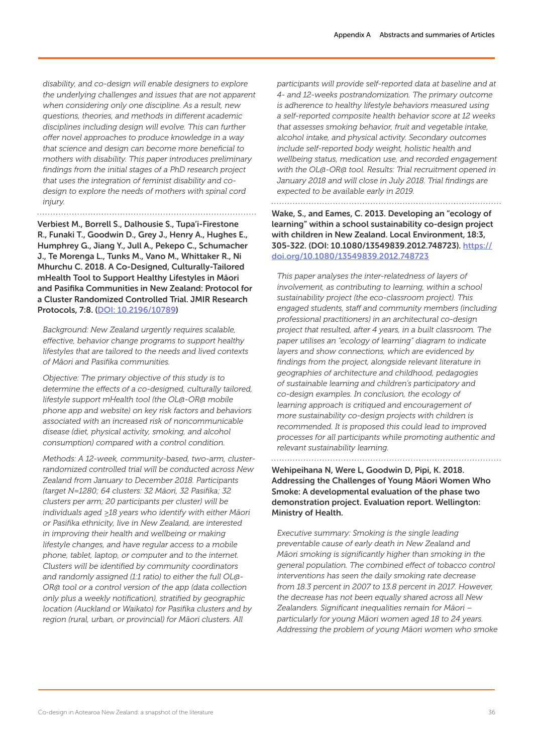*disability, and co-design will enable designers to explore the underlying challenges and issues that are not apparent when considering only one discipline. As a result, new questions, theories, and methods in different academic disciplines including design will evolve. This can further offer novel approaches to produce knowledge in a way that science and design can become more beneficial to mothers with disability. This paper introduces preliminary findings from the initial stages of a PhD research project that uses the integration of feminist disability and co-design to explore the needs of mothers with spinal cord injury.*

**Verbiest M., Borrell S., Dalhousie S., Tupa'i-Firestone R., Funaki T., Goodwin D., Grey J., Henry A., Hughes E., Humphrey G., Jiang Y., Jull A., Pekepo C., Schumacher J., Te Morenga L., Tunks M., Vano M., Whittaker R., Ni Mhurchu C. 2018. A Co-Designed, Culturally-Tailored mHealth Tool to Support Healthy Lifestyles in Māori and Pasifika Communities in New Zealand: Protocol for a Cluster Randomized Controlled Trial. JMIR Research Protocols, 7:8. ([DOI: 10.2196/10789](DOI: 10.2196/10789))**

*Background: New Zealand urgently requires scalable, effective, behavior change programs to support healthy lifestyles that are tailored to the needs and lived contexts of Māori and Pasifika communities.*

*Objective: The primary objective of this study is to determine the effects of a co-designed, culturally tailored, lifestyle support mHealth tool (the OL@-OR@ mobile phone app and website) on key risk factors and behaviors associated with an increased risk of noncommunicable disease (diet, physical activity, smoking, and alcohol consumption) compared with a control condition.*

*Methods: A 12-week, community-based, two-arm, cluster-randomized controlled trial will be conducted across New Zealand from January to December 2018. Participants (target N=1280; 64 clusters: 32 Māori, 32 Pasifika; 32 clusters per arm; 20 participants per cluster) will be individuals aged ≥18 years who identify with either Māori or Pasifika ethnicity, live in New Zealand, are interested in improving their health and wellbeing or making lifestyle changes, and have regular access to a mobile phone, tablet, laptop, or computer and to the internet. Clusters will be identified by community coordinators and randomly assigned (1:1 ratio) to either the full OL@-OR@ tool or a control version of the app (data collection only plus a weekly notification), stratified by geographic location (Auckland or Waikato) for Pasifika clusters and by region (rural, urban, or provincial) for Māori clusters. All participants will provide self-reported data at baseline and at 4- and 12-weeks postrandomization. The primary outcome is adherence to healthy lifestyle behaviors measured using a self-reported composite health behavior score at 12 weeks that assesses smoking behavior, fruit and vegetable intake, alcohol intake, and physical activity. Secondary outcomes include self-reported body weight, holistic health and wellbeing status, medication use, and recorded engagement with the OL@-OR@ tool. Results: Trial recruitment opened in January 2018 and will close in July 2018. Trial findings are expected to be available early in 2019.*

**Wake, S., and Eames, C. 2013. Developing an "ecology of learning" within a school sustainability co-design project with children in New Zealand. Local Environment, 18:3, 305-322. (DOI: 10.1080/13549839.2012.748723). [https://doi.org/10.1080/13549839.2012.748723](https://doi.org/10.1080/13549839.2012.748723)**

*This paper analyses the inter-relatedness of layers of involvement, as contributing to learning, within a school sustainability project (the eco-classroom project). This engaged students, staff and community members (including professional practitioners) in an architectural co-design project that resulted, after 4 years, in a built classroom. The paper utilises an "ecology of learning" diagram to indicate layers and show connections, which are evidenced by findings from the project, alongside relevant literature in geographies of architecture and childhood, pedagogies of sustainable learning and children's participatory and co-design examples. In conclusion, the ecology of learning approach is critiqued and encouragement of more sustainability co-design projects with children is recommended. It is proposed this could lead to improved processes for all participants while promoting authentic and relevant sustainability learning.*

**Wehipeihana N, Were L, Goodwin D, Pipi, K. 2018. Addressing the Challenges of Young Māori Women Who Smoke: A developmental evaluation of the phase two demonstration project. Evaluation report. Wellington: Ministry of Health.**

*Executive summary: Smoking is the single leading preventable cause of early death in New Zealand and Māori smoking is significantly higher than smoking in the general population. The combined effect of tobacco control interventions has seen the daily smoking rate decrease from 18.3 percent in 2007 to 13.8 percent in 2017. However, the decrease has not been equally shared across all New Zealanders. Significant inequalities remain for Māori – particularly for young Māori women aged 18 to 24 years. Addressing the problem of young Māori women who smoke*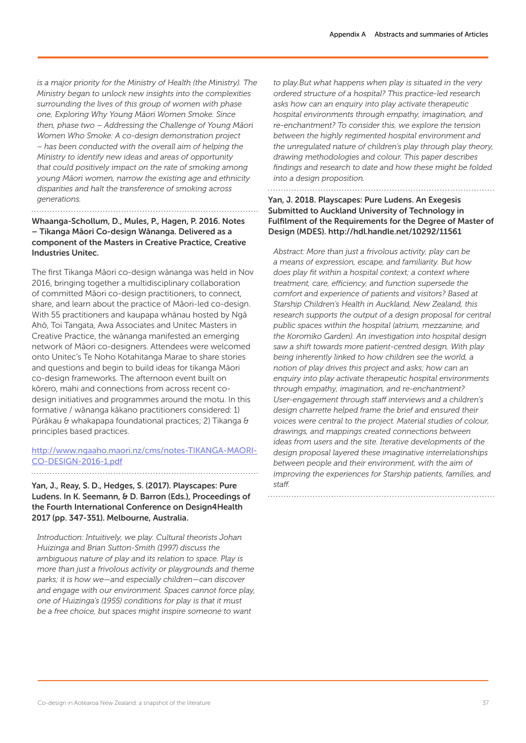*is a major priority for the Ministry of Health (the Ministry). The Ministry began to unlock new insights into the complexities surrounding the lives of this group of women with phase one, Exploring Why Young Māori Women Smoke. Since then, phase two – Addressing the Challenge of Young Māori Women Who Smoke: A co-design demonstration project – has been conducted with the overall aim of helping the Ministry to identify new ideas and areas of opportunity that could positively impact on the rate of smoking among young Māori women, narrow the existing age and ethnicity disparities and halt the transference of smoking across generations.*

**Whaanga-Schollum, D., Mules, P., Hagen, P. 2016. Notes – Tikanga Māori Co-design Wānanga. Delivered as a component of the Masters in Creative Practice, Creative Industries Unitec.**

The first Tikanga Māori co-design wānanga was held in Nov 2016, bringing together a multidisciplinary collaboration of committed Māori co-design practitioners, to connect, share, and learn about the practice of Māori-led co-design. With 55 practitioners and kaupapa whānau hosted by Ngā Ahō, Toi Tangata, Awa Associates and Unitec Masters in Creative Practice, the wānanga manifested an emerging network of Māori co-designers. Attendees were welcomed onto Unitec's Te Noho Kotahitanga Marae to share stories and questions and begin to build ideas for tikanga Māori co-design frameworks. The afternoon event built on kōrero, mahi and connections from across recent co-design initiatives and programmes around the motu. In this formative / wānanga kākano practitioners considered: 1) Pūrākau & whakapapa foundational practices; 2) Tikanga & principles based practices.

http://www.ngaaho.maori.nz/cms/notes-TIKANGA-MAORI-CO-DESIGN-2016-1.pdf

**Yan, J., Reay, S. D., Hedges, S. (2017). Playscapes: Pure Ludens. In K. Seemann, & D. Barron (Eds.), Proceedings of the Fourth International Conference on Design4Health 2017 (pp. 347-351). Melbourne, Australia.**

*Introduction: Intuitively, we play. Cultural theorists Johan Huizinga and Brian Sutton-Smith (1997) discuss the ambiguous nature of play and its relation to space. Play is more than just a frivolous activity or playgrounds and theme parks; it is how we—and especially children—can discover and engage with our environment. Spaces cannot force play, one of Huizinga's (1955) conditions for play is that it must be a free choice, but spaces might inspire someone to want to play.But what happens when play is situated in the very ordered structure of a hospital? This practice-led research asks how can an enquiry into play activate therapeutic hospital environments through empathy, imagination, and re-enchantment? To consider this, we explore the tension between the highly regimented hospital environment and the unregulated nature of children's play through play theory, drawing methodologies and colour. This paper describes findings and research to date and how these might be folded into a design proposition.*

**Yan, J. 2018. Playscapes: Pure Ludens. An Exegesis Submitted to Auckland University of Technology in Fulfilment of the Requirements for the Degree of Master of Design (MDES). http://hdl.handle.net/10292/11561**

*Abstract: More than just a frivolous activity, play can be a means of expression, escape, and familiarity. But how does play fit within a hospital context; a context where treatment, care, efficiency, and function supersede the comfort and experience of patients and visitors? Based at Starship Children's Health in Auckland, New Zealand, this research supports the output of a design proposal for central public spaces within the hospital (atrium, mezzanine, and the Koromiko Garden). An investigation into hospital design saw a shift towards more patient-centred design. With play being inherently linked to how children see the world, a notion of play drives this project and asks; how can an enquiry into play activate therapeutic hospital environments through empathy, imagination, and re-enchantment? User-engagement through staff interviews and a children's design charrette helped frame the brief and ensured their voices were central to the project. Material studies of colour, drawings, and mappings created connections between ideas from users and the site. Iterative developments of the design proposal layered these imaginative interrelationships between people and their environment, with the aim of improving the experiences for Starship patients, families, and staff.*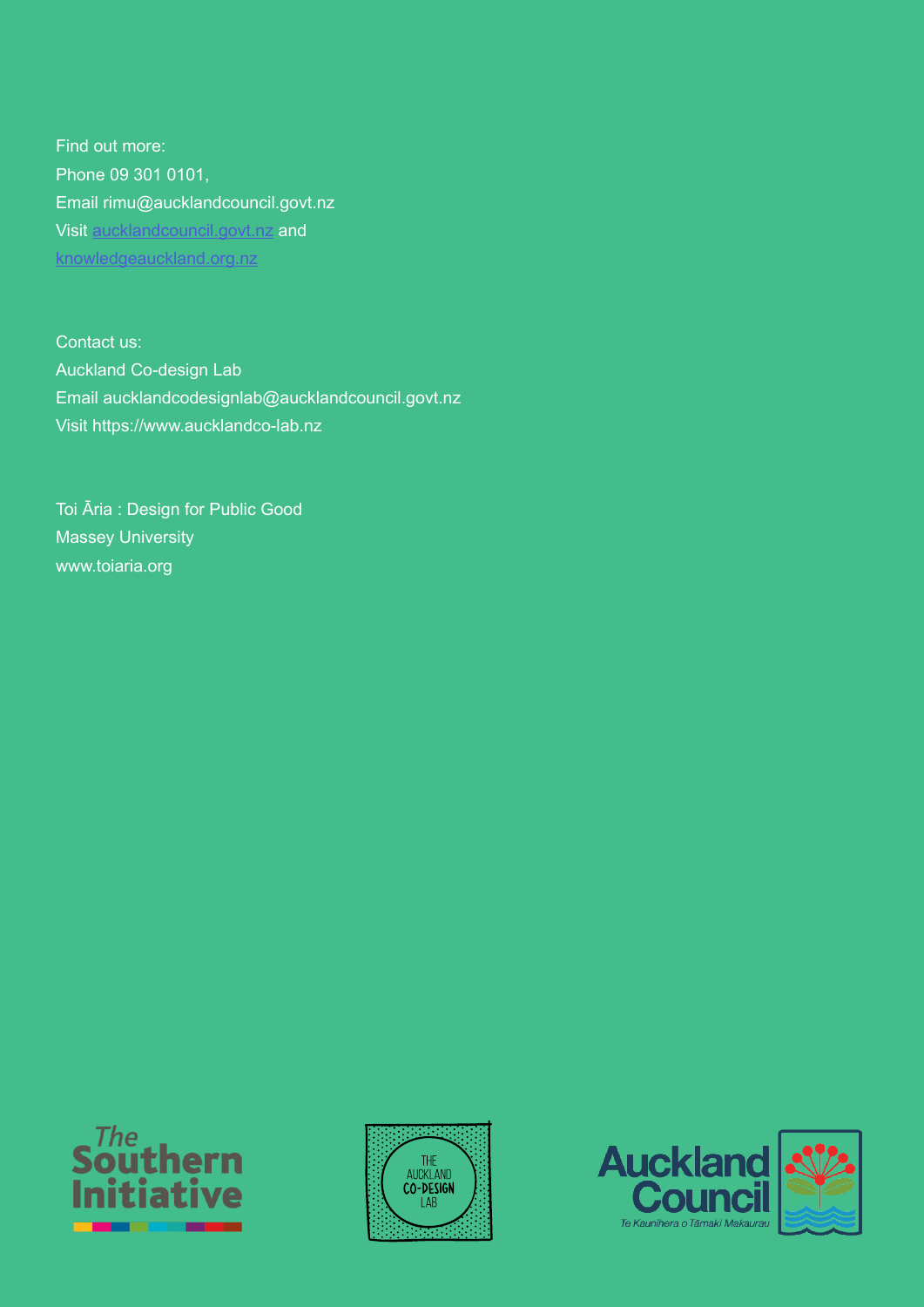Find out more:
Phone 09 301 0101,
Email rimu@aucklandcouncil.govt.nz
Visit aucklandcouncil.govt.nz and
knowledgeauckland.org.nz

Contact us:
Auckland Co-design Lab
Email aucklandcodesignlab@aucklandcouncil.govt.nz
Visit https://www.aucklandco-lab.nz

Toi Āria : Design for Public Good
Massey University
www.toiaria.org

The Southern Initiative

THE AUCKLAND CO-DESIGN LAB

Auckland Council
Te Kaunihera o Tāmaki Makaurau